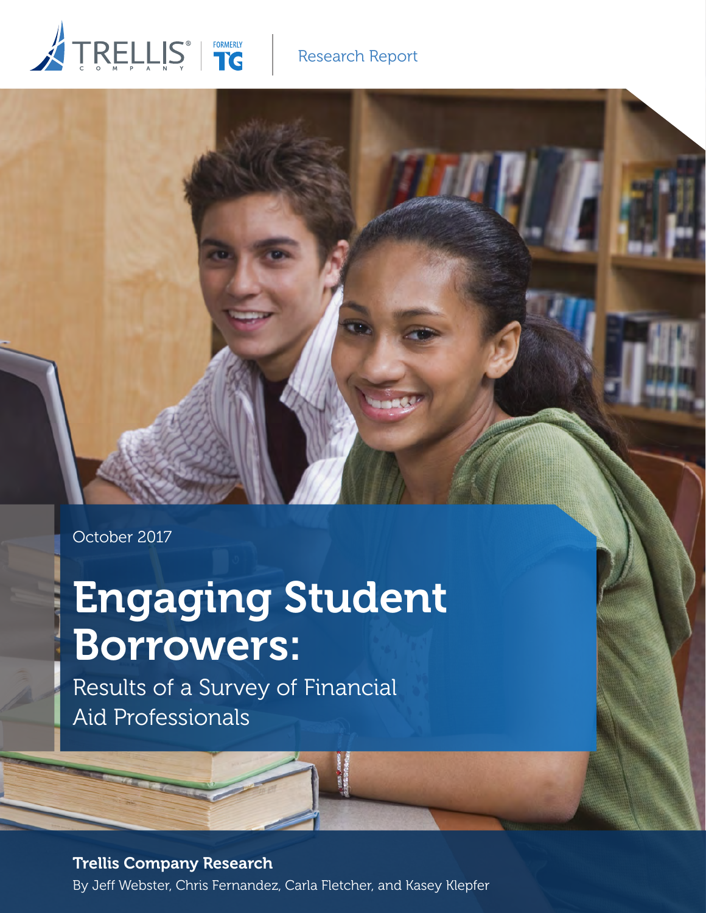TRELLIS COMPANY | FORMERLY TG

Research Report

October 2017

# Engaging Student Borrowers:

## Results of a Survey of Financial Aid Professionals

**Trellis Company Research**

By Jeff Webster, Chris Fernandez, Carla Fletcher, and Kasey Klepfer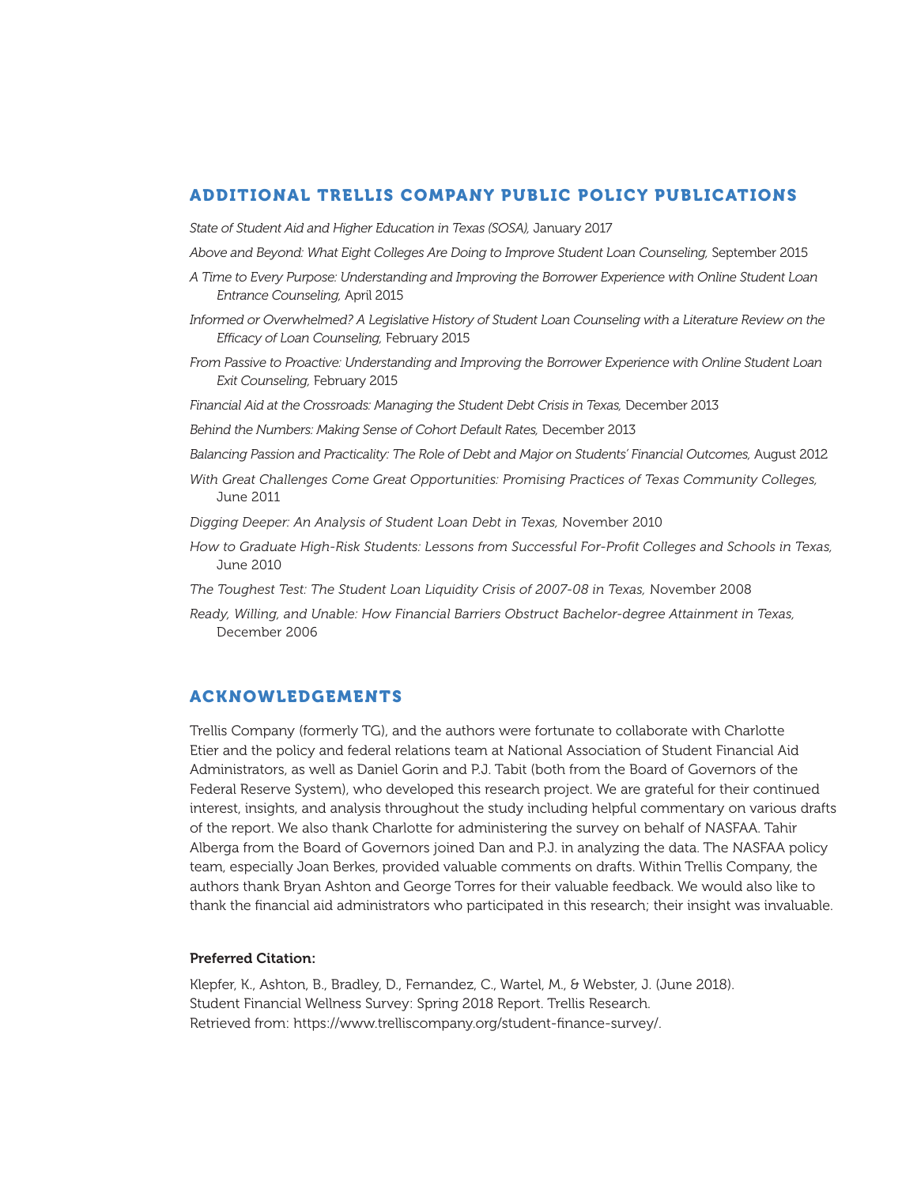## ADDITIONAL TRELLIS COMPANY PUBLIC POLICY PUBLICATIONS

*State of Student Aid and Higher Education in Texas (SOSA),* January 2017

*Above and Beyond: What Eight Colleges Are Doing to Improve Student Loan Counseling,* September 2015

*A Time to Every Purpose: Understanding and Improving the Borrower Experience with Online Student Loan Entrance Counseling,* April 2015

*Informed or Overwhelmed? A Legislative History of Student Loan Counseling with a Literature Review on the Efficacy of Loan Counseling,* February 2015

*From Passive to Proactive: Understanding and Improving the Borrower Experience with Online Student Loan Exit Counseling,* February 2015

*Financial Aid at the Crossroads: Managing the Student Debt Crisis in Texas,* December 2013

*Behind the Numbers: Making Sense of Cohort Default Rates,* December 2013

*Balancing Passion and Practicality: The Role of Debt and Major on Students' Financial Outcomes,* August 2012

*With Great Challenges Come Great Opportunities: Promising Practices of Texas Community Colleges,* June 2011

*Digging Deeper: An Analysis of Student Loan Debt in Texas,* November 2010

*How to Graduate High-Risk Students: Lessons from Successful For-Profit Colleges and Schools in Texas,* June 2010

*The Toughest Test: The Student Loan Liquidity Crisis of 2007-08 in Texas,* November 2008

*Ready, Willing, and Unable: How Financial Barriers Obstruct Bachelor-degree Attainment in Texas,* December 2006

## ACKNOWLEDGEMENTS

Trellis Company (formerly TG), and the authors were fortunate to collaborate with Charlotte Etier and the policy and federal relations team at National Association of Student Financial Aid Administrators, as well as Daniel Gorin and P.J. Tabit (both from the Board of Governors of the Federal Reserve System), who developed this research project. We are grateful for their continued interest, insights, and analysis throughout the study including helpful commentary on various drafts of the report. We also thank Charlotte for administering the survey on behalf of NASFAA. Tahir Alberga from the Board of Governors joined Dan and P.J. in analyzing the data. The NASFAA policy team, especially Joan Berkes, provided valuable comments on drafts. Within Trellis Company, the authors thank Bryan Ashton and George Torres for their valuable feedback. We would also like to thank the financial aid administrators who participated in this research; their insight was invaluable.

**Preferred Citation:**

Klepfer, K., Ashton, B., Bradley, D., Fernandez, C., Wartel, M., & Webster, J. (June 2018).
Student Financial Wellness Survey: Spring 2018 Report. Trellis Research.
Retrieved from: https://www.trelliscompany.org/student-finance-survey/.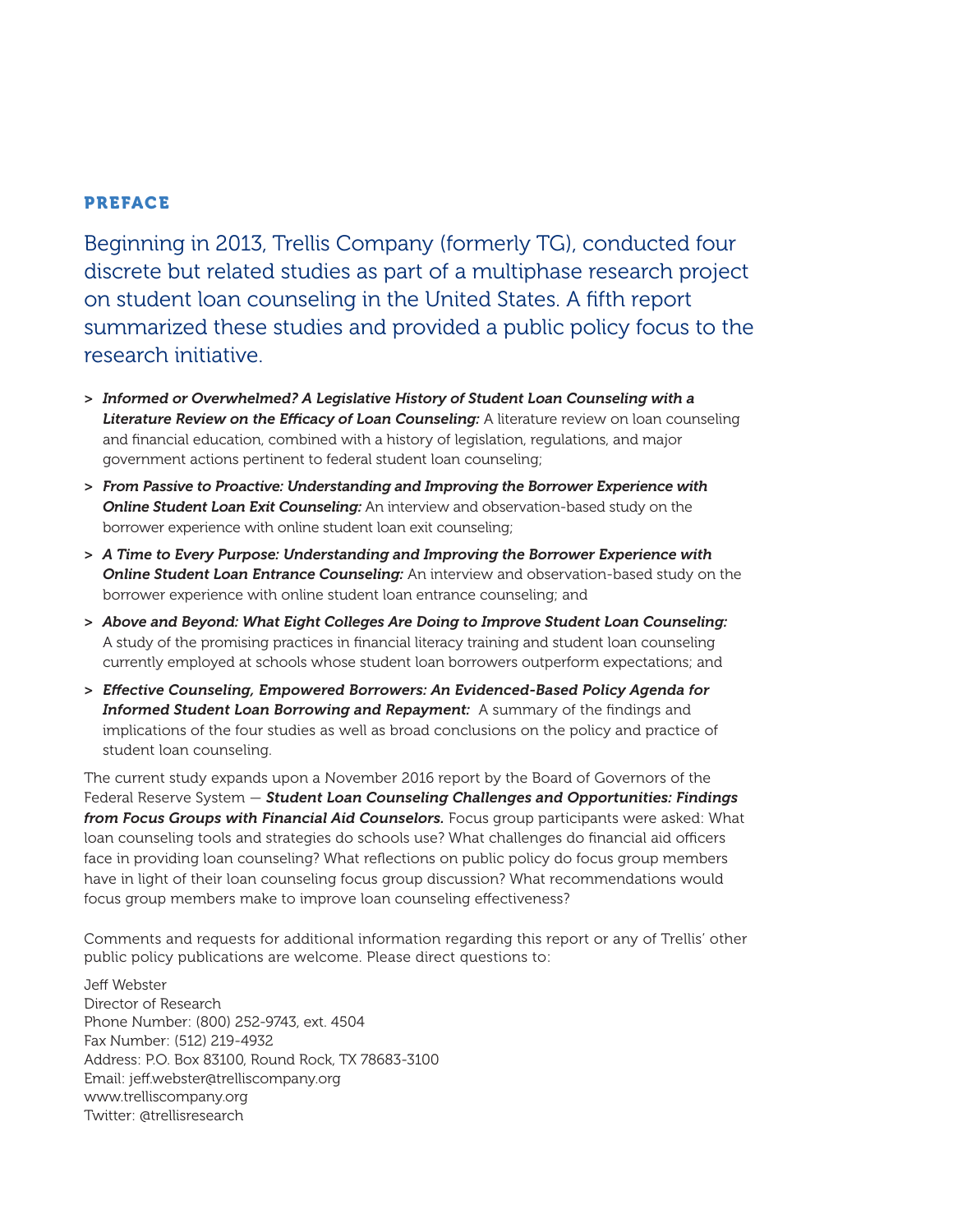## PREFACE

Beginning in 2013, Trellis Company (formerly TG), conducted four discrete but related studies as part of a multiphase research project on student loan counseling in the United States. A fifth report summarized these studies and provided a public policy focus to the research initiative.

> ***Informed or Overwhelmed? A Legislative History of Student Loan Counseling with a Literature Review on the Efficacy of Loan Counseling:*** A literature review on loan counseling and financial education, combined with a history of legislation, regulations, and major government actions pertinent to federal student loan counseling;

> ***From Passive to Proactive: Understanding and Improving the Borrower Experience with Online Student Loan Exit Counseling:*** An interview and observation-based study on the borrower experience with online student loan exit counseling;

> ***A Time to Every Purpose: Understanding and Improving the Borrower Experience with Online Student Loan Entrance Counseling:*** An interview and observation-based study on the borrower experience with online student loan entrance counseling; and

> ***Above and Beyond: What Eight Colleges Are Doing to Improve Student Loan Counseling:*** A study of the promising practices in financial literacy training and student loan counseling currently employed at schools whose student loan borrowers outperform expectations; and

> ***Effective Counseling, Empowered Borrowers: An Evidenced-Based Policy Agenda for Informed Student Loan Borrowing and Repayment:*** A summary of the findings and implications of the four studies as well as broad conclusions on the policy and practice of student loan counseling.

The current study expands upon a November 2016 report by the Board of Governors of the Federal Reserve System — ***Student Loan Counseling Challenges and Opportunities: Findings from Focus Groups with Financial Aid Counselors.*** Focus group participants were asked: What loan counseling tools and strategies do schools use? What challenges do financial aid officers face in providing loan counseling? What reflections on public policy do focus group members have in light of their loan counseling focus group discussion? What recommendations would focus group members make to improve loan counseling effectiveness?

Comments and requests for additional information regarding this report or any of Trellis' other public policy publications are welcome. Please direct questions to:

Jeff Webster
Director of Research
Phone Number: (800) 252-9743, ext. 4504
Fax Number: (512) 219-4932
Address: P.O. Box 83100, Round Rock, TX 78683-3100
Email: jeff.webster@trelliscompany.org
www.trelliscompany.org
Twitter: @trellisresearch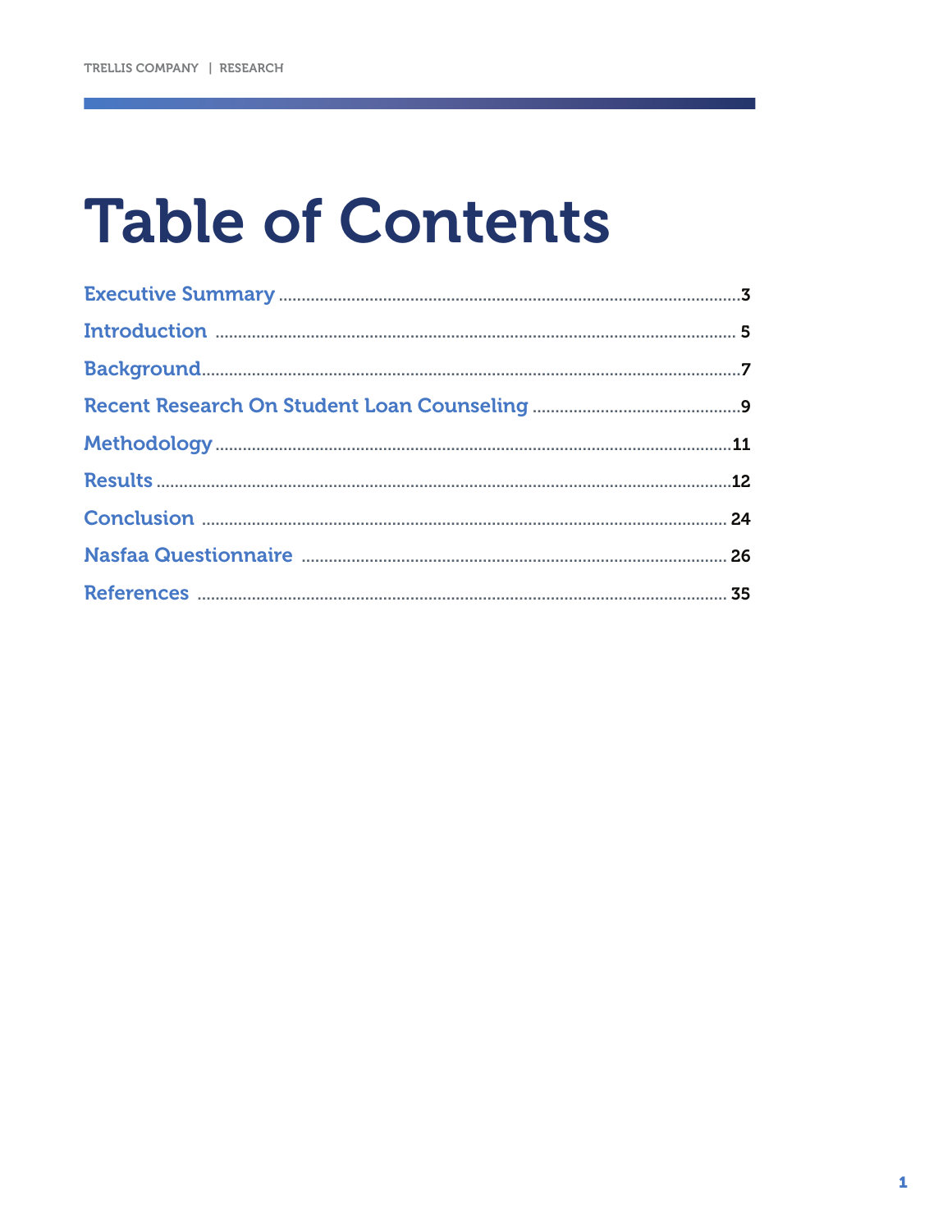# Table of Contents

Executive Summary ....................................................... 3
Introduction ............................................................... 5
Background .................................................................. 7
Recent Research On Student Loan Counseling .............................. 9
Methodology ............................................................... 11
Results ...................................................................... 12
Conclusion ................................................................. 24
Nasfaa Questionnaire ..................................................... 26
References ................................................................. 35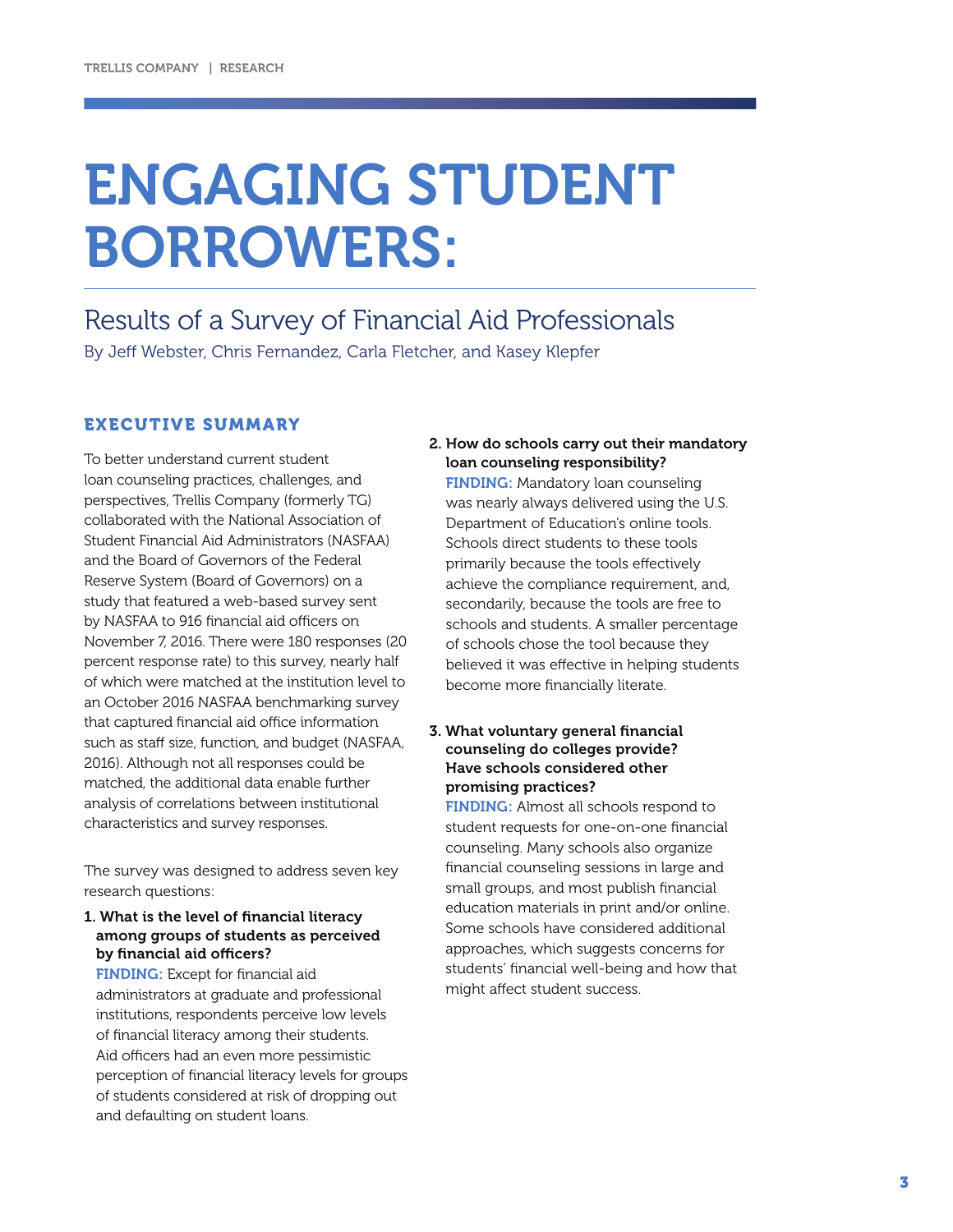# ENGAGING STUDENT BORROWERS:

## Results of a Survey of Financial Aid Professionals

By Jeff Webster, Chris Fernandez, Carla Fletcher, and Kasey Klepfer

### EXECUTIVE SUMMARY

To better understand current student loan counseling practices, challenges, and perspectives, Trellis Company (formerly TG) collaborated with the National Association of Student Financial Aid Administrators (NASFAA) and the Board of Governors of the Federal Reserve System (Board of Governors) on a study that featured a web-based survey sent by NASFAA to 916 financial aid officers on November 7, 2016. There were 180 responses (20 percent response rate) to this survey, nearly half of which were matched at the institution level to an October 2016 NASFAA benchmarking survey that captured financial aid office information such as staff size, function, and budget (NASFAA, 2016). Although not all responses could be matched, the additional data enable further analysis of correlations between institutional characteristics and survey responses.

The survey was designed to address seven key research questions:

1. **What is the level of financial literacy among groups of students as perceived by financial aid officers?**
   **FINDING:** Except for financial aid administrators at graduate and professional institutions, respondents perceive low levels of financial literacy among their students. Aid officers had an even more pessimistic perception of financial literacy levels for groups of students considered at risk of dropping out and defaulting on student loans.

2. **How do schools carry out their mandatory loan counseling responsibility?**
   **FINDING:** Mandatory loan counseling was nearly always delivered using the U.S. Department of Education's online tools. Schools direct students to these tools primarily because the tools effectively achieve the compliance requirement, and, secondarily, because the tools are free to schools and students. A smaller percentage of schools chose the tool because they believed it was effective in helping students become more financially literate.

3. **What voluntary general financial counseling do colleges provide? Have schools considered other promising practices?**
   **FINDING:** Almost all schools respond to student requests for one-on-one financial counseling. Many schools also organize financial counseling sessions in large and small groups, and most publish financial education materials in print and/or online. Some schools have considered additional approaches, which suggests concerns for students' financial well-being and how that might affect student success.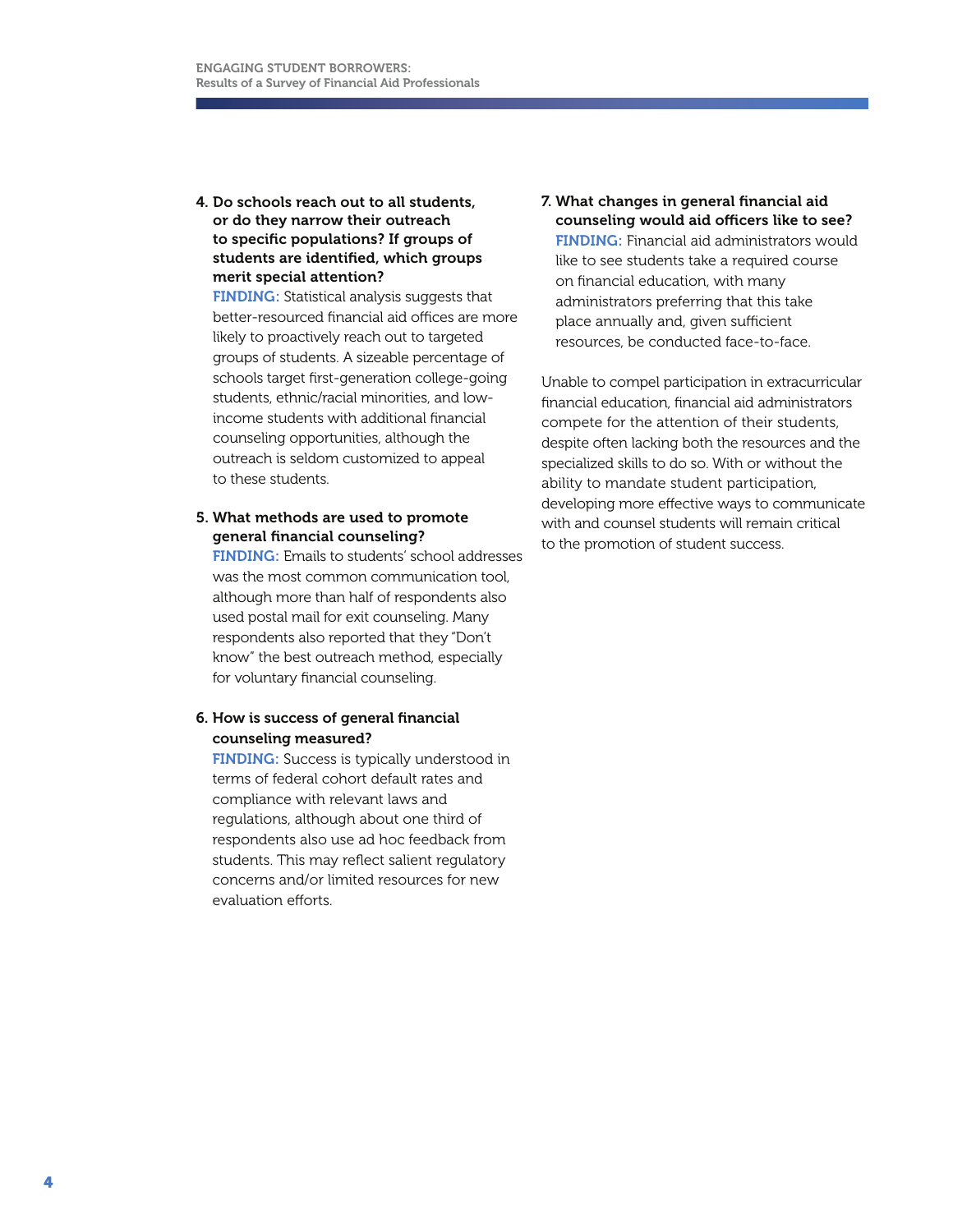4. **Do schools reach out to all students, or do they narrow their outreach to specific populations? If groups of students are identified, which groups merit special attention?**
   **FINDING:** Statistical analysis suggests that better-resourced financial aid offices are more likely to proactively reach out to targeted groups of students. A sizeable percentage of schools target first-generation college-going students, ethnic/racial minorities, and low-income students with additional financial counseling opportunities, although the outreach is seldom customized to appeal to these students.

5. **What methods are used to promote general financial counseling?**
   **FINDING:** Emails to students' school addresses was the most common communication tool, although more than half of respondents also used postal mail for exit counseling. Many respondents also reported that they "Don't know" the best outreach method, especially for voluntary financial counseling.

6. **How is success of general financial counseling measured?**
   **FINDING:** Success is typically understood in terms of federal cohort default rates and compliance with relevant laws and regulations, although about one third of respondents also use ad hoc feedback from students. This may reflect salient regulatory concerns and/or limited resources for new evaluation efforts.

7. **What changes in general financial aid counseling would aid officers like to see?**
   **FINDING:** Financial aid administrators would like to see students take a required course on financial education, with many administrators preferring that this take place annually and, given sufficient resources, be conducted face-to-face.

Unable to compel participation in extracurricular financial education, financial aid administrators compete for the attention of their students, despite often lacking both the resources and the specialized skills to do so. With or without the ability to mandate student participation, developing more effective ways to communicate with and counsel students will remain critical to the promotion of student success.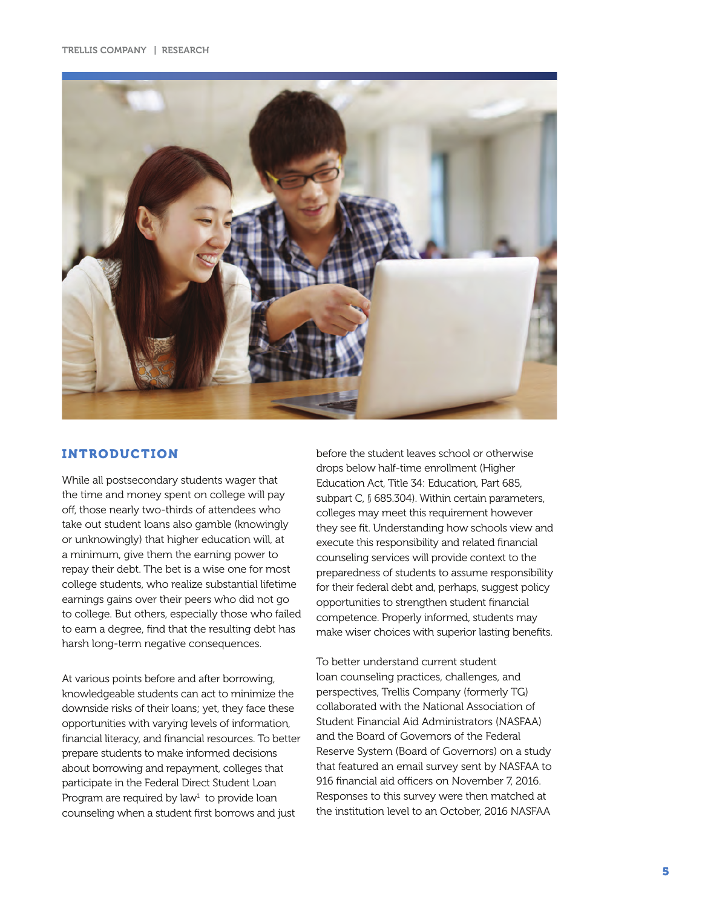## INTRODUCTION

While all postsecondary students wager that the time and money spent on college will pay off, those nearly two-thirds of attendees who take out student loans also gamble (knowingly or unknowingly) that higher education will, at a minimum, give them the earning power to repay their debt. The bet is a wise one for most college students, who realize substantial lifetime earnings gains over their peers who did not go to college. But others, especially those who failed to earn a degree, find that the resulting debt has harsh long-term negative consequences.

At various points before and after borrowing, knowledgeable students can act to minimize the downside risks of their loans; yet, they face these opportunities with varying levels of information, financial literacy, and financial resources. To better prepare students to make informed decisions about borrowing and repayment, colleges that participate in the Federal Direct Student Loan Program are required by law[1] to provide loan counseling when a student first borrows and just before the student leaves school or otherwise drops below half-time enrollment (Higher Education Act, Title 34: Education, Part 685, subpart C, § 685.304). Within certain parameters, colleges may meet this requirement however they see fit. Understanding how schools view and execute this responsibility and related financial counseling services will provide context to the preparedness of students to assume responsibility for their federal debt and, perhaps, suggest policy opportunities to strengthen student financial competence. Properly informed, students may make wiser choices with superior lasting benefits.

To better understand current student loan counseling practices, challenges, and perspectives, Trellis Company (formerly TG) collaborated with the National Association of Student Financial Aid Administrators (NASFAA) and the Board of Governors of the Federal Reserve System (Board of Governors) on a study that featured an email survey sent by NASFAA to 916 financial aid officers on November 7, 2016. Responses to this survey were then matched at the institution level to an October, 2016 NASFAA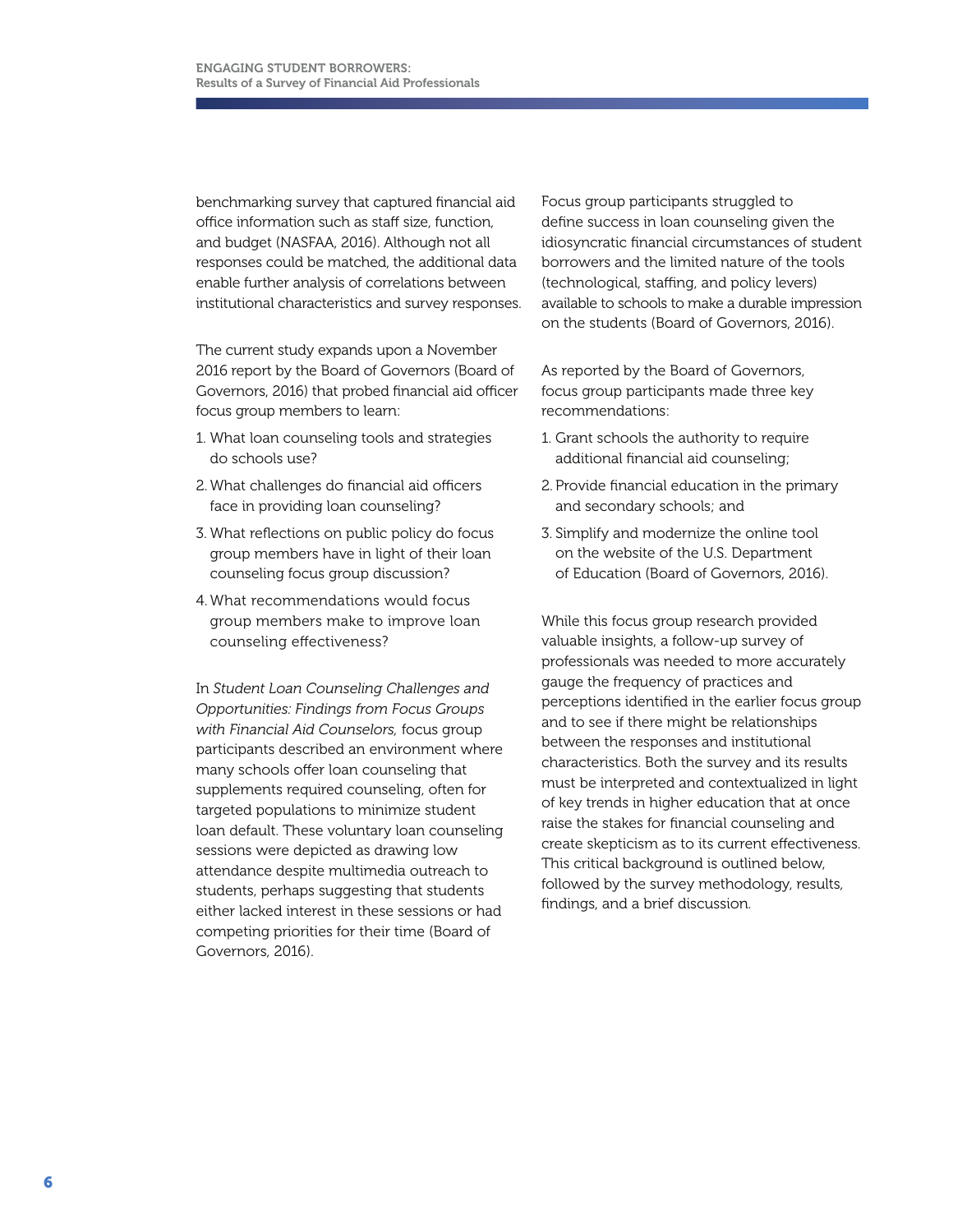benchmarking survey that captured financial aid office information such as staff size, function, and budget (NASFAA, 2016). Although not all responses could be matched, the additional data enable further analysis of correlations between institutional characteristics and survey responses.

The current study expands upon a November 2016 report by the Board of Governors (Board of Governors, 2016) that probed financial aid officer focus group members to learn:

1. What loan counseling tools and strategies do schools use?
2. What challenges do financial aid officers face in providing loan counseling?
3. What reflections on public policy do focus group members have in light of their loan counseling focus group discussion?
4. What recommendations would focus group members make to improve loan counseling effectiveness?

In *Student Loan Counseling Challenges and Opportunities: Findings from Focus Groups with Financial Aid Counselors,* focus group participants described an environment where many schools offer loan counseling that supplements required counseling, often for targeted populations to minimize student loan default. These voluntary loan counseling sessions were depicted as drawing low attendance despite multimedia outreach to students, perhaps suggesting that students either lacked interest in these sessions or had competing priorities for their time (Board of Governors, 2016).

Focus group participants struggled to define success in loan counseling given the idiosyncratic financial circumstances of student borrowers and the limited nature of the tools (technological, staffing, and policy levers) available to schools to make a durable impression on the students (Board of Governors, 2016).

As reported by the Board of Governors, focus group participants made three key recommendations:

1. Grant schools the authority to require additional financial aid counseling;
2. Provide financial education in the primary and secondary schools; and
3. Simplify and modernize the online tool on the website of the U.S. Department of Education (Board of Governors, 2016).

While this focus group research provided valuable insights, a follow-up survey of professionals was needed to more accurately gauge the frequency of practices and perceptions identified in the earlier focus group and to see if there might be relationships between the responses and institutional characteristics. Both the survey and its results must be interpreted and contextualized in light of key trends in higher education that at once raise the stakes for financial counseling and create skepticism as to its current effectiveness. This critical background is outlined below, followed by the survey methodology, results, findings, and a brief discussion.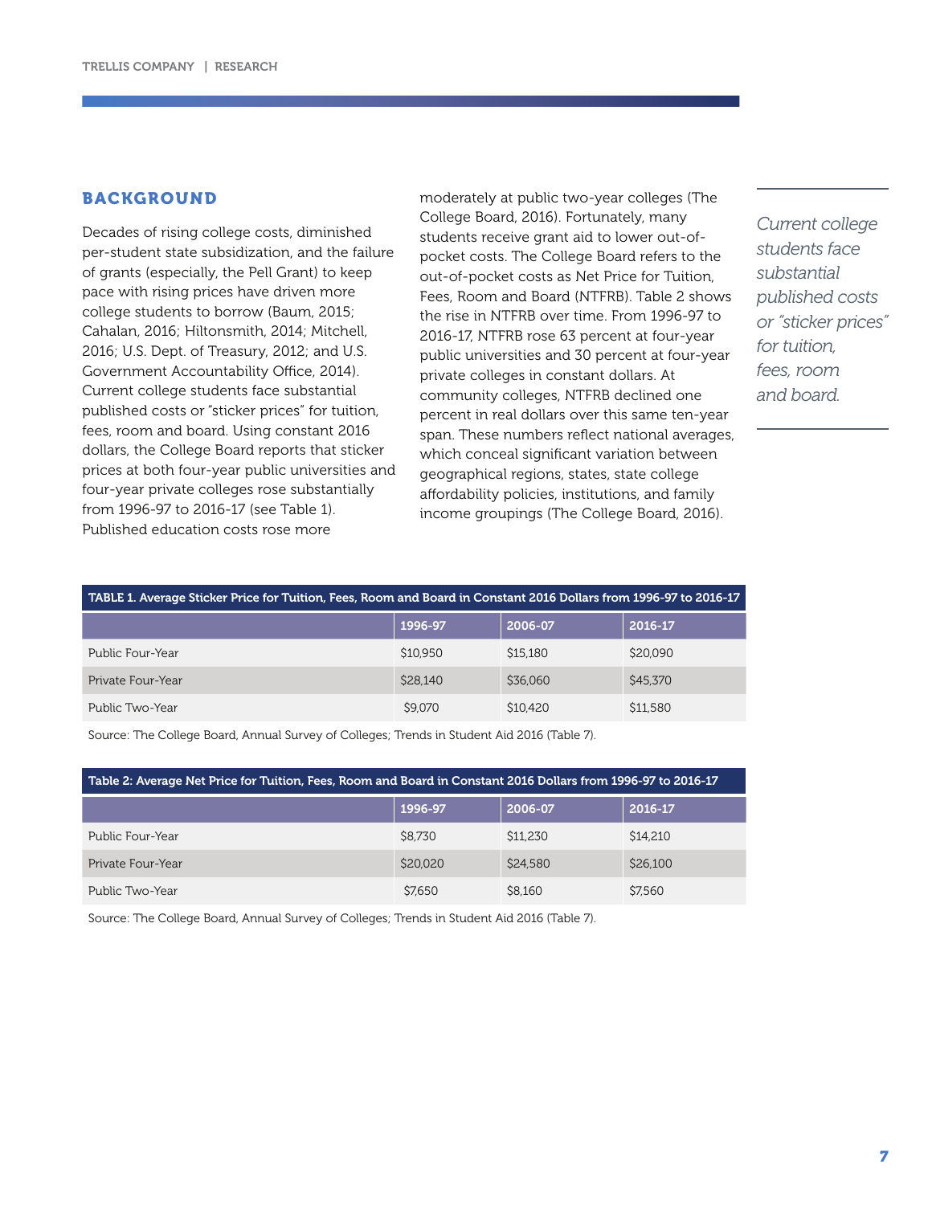## BACKGROUND

Decades of rising college costs, diminished per-student state subsidization, and the failure of grants (especially, the Pell Grant) to keep pace with rising prices have driven more college students to borrow (Baum, 2015; Cahalan, 2016; Hiltonsmith, 2014; Mitchell, 2016; U.S. Dept. of Treasury, 2012; and U.S. Government Accountability Office, 2014). Current college students face substantial published costs or "sticker prices" for tuition, fees, room and board. Using constant 2016 dollars, the College Board reports that sticker prices at both four-year public universities and four-year private colleges rose substantially from 1996-97 to 2016-17 (see Table 1). Published education costs rose more moderately at public two-year colleges (The College Board, 2016). Fortunately, many students receive grant aid to lower out-of-pocket costs. The College Board refers to the out-of-pocket costs as Net Price for Tuition, Fees, Room and Board (NTFRB). Table 2 shows the rise in NTFRB over time. From 1996-97 to 2016-17, NTFRB rose 63 percent at four-year public universities and 30 percent at four-year private colleges in constant dollars. At community colleges, NTFRB declined one percent in real dollars over this same ten-year span. These numbers reflect national averages, which conceal significant variation between geographical regions, states, state college affordability policies, institutions, and family income groupings (The College Board, 2016).

*Current college students face substantial published costs or "sticker prices" for tuition, fees, room and board.*

**TABLE 1. Average Sticker Price for Tuition, Fees, Room and Board in Constant 2016 Dollars from 1996-97 to 2016-17**

| | 1996-97 | 2006-07 | 2016-17 |
|---|---|---|---|
| Public Four-Year | $10,950 | $15,180 | $20,090 |
| Private Four-Year | $28,140 | $36,060 | $45,370 |
| Public Two-Year | $9,070 | $10,420 | $11,580 |

Source: The College Board, Annual Survey of Colleges; Trends in Student Aid 2016 (Table 7).

**Table 2: Average Net Price for Tuition, Fees, Room and Board in Constant 2016 Dollars from 1996-97 to 2016-17**

| | 1996-97 | 2006-07 | 2016-17 |
|---|---|---|---|
| Public Four-Year | $8,730 | $11,230 | $14,210 |
| Private Four-Year | $20,020 | $24,580 | $26,100 |
| Public Two-Year | $7,650 | $8,160 | $7,560 |

Source: The College Board, Annual Survey of Colleges; Trends in Student Aid 2016 (Table 7).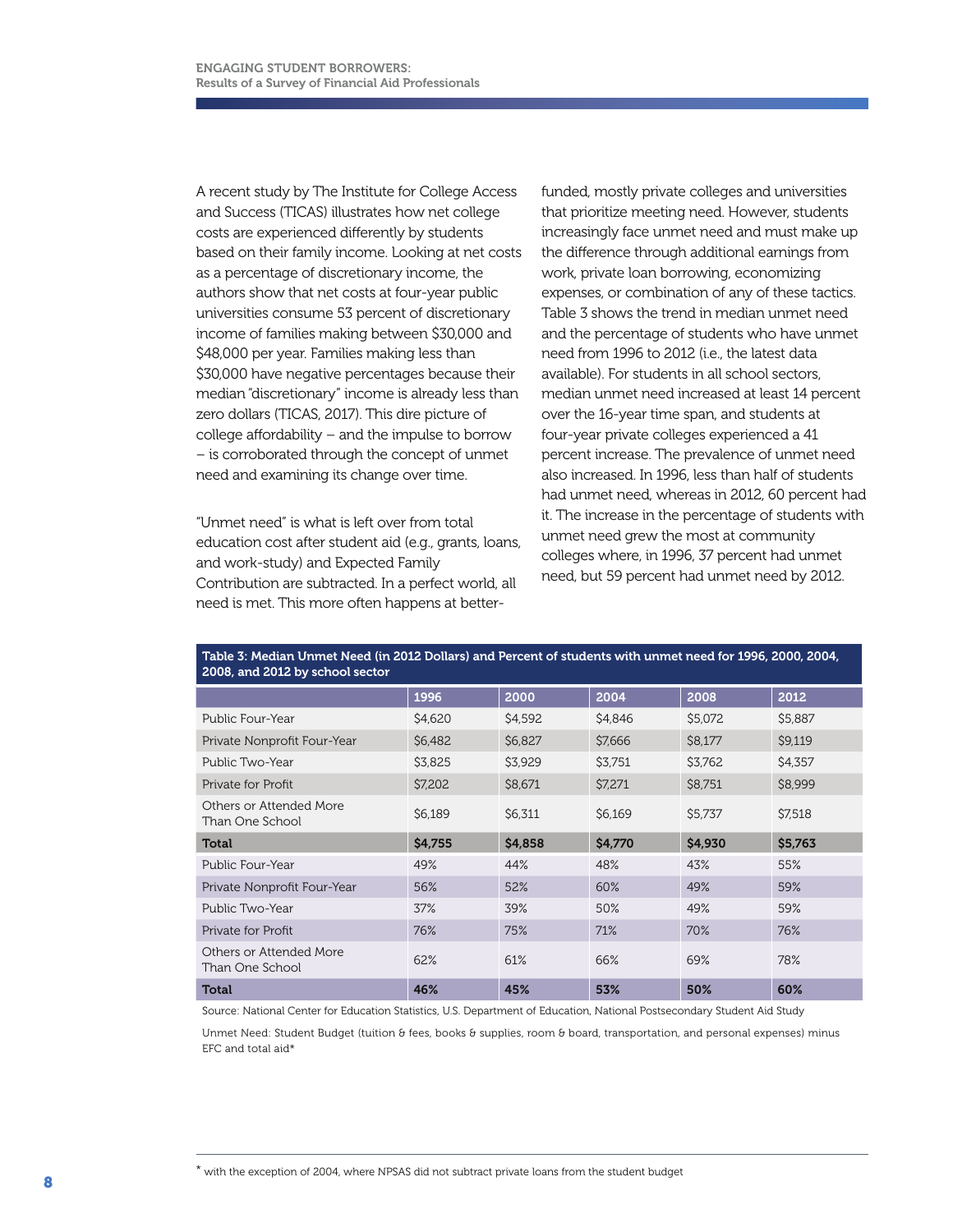A recent study by The Institute for College Access and Success (TICAS) illustrates how net college costs are experienced differently by students based on their family income. Looking at net costs as a percentage of discretionary income, the authors show that net costs at four-year public universities consume 53 percent of discretionary income of families making between $30,000 and $48,000 per year. Families making less than $30,000 have negative percentages because their median "discretionary" income is already less than zero dollars (TICAS, 2017). This dire picture of college affordability – and the impulse to borrow – is corroborated through the concept of unmet need and examining its change over time.

"Unmet need" is what is left over from total education cost after student aid (e.g., grants, loans, and work-study) and Expected Family Contribution are subtracted. In a perfect world, all need is met. This more often happens at better-funded, mostly private colleges and universities that prioritize meeting need. However, students increasingly face unmet need and must make up the difference through additional earnings from work, private loan borrowing, economizing expenses, or combination of any of these tactics. Table 3 shows the trend in median unmet need and the percentage of students who have unmet need from 1996 to 2012 (i.e., the latest data available). For students in all school sectors, median unmet need increased at least 14 percent over the 16-year time span, and students at four-year private colleges experienced a 41 percent increase. The prevalence of unmet need also increased. In 1996, less than half of students had unmet need, whereas in 2012, 60 percent had it. The increase in the percentage of students with unmet need grew the most at community colleges where, in 1996, 37 percent had unmet need, but 59 percent had unmet need by 2012.

**Table 3: Median Unmet Need (in 2012 Dollars) and Percent of students with unmet need for 1996, 2000, 2004, 2008, and 2012 by school sector**

| | 1996 | 2000 | 2004 | 2008 | 2012 |
|---|---|---|---|---|---|
| Public Four-Year | $4,620 | $4,592 | $4,846 | $5,072 | $5,887 |
| Private Nonprofit Four-Year | $6,482 | $6,827 | $7,666 | $8,177 | $9,119 |
| Public Two-Year | $3,825 | $3,929 | $3,751 | $3,762 | $4,357 |
| Private for Profit | $7,202 | $8,671 | $7,271 | $8,751 | $8,999 |
| Others or Attended More Than One School | $6,189 | $6,311 | $6,169 | $5,737 | $7,518 |
| **Total** | **$4,755** | **$4,858** | **$4,770** | **$4,930** | **$5,763** |
| Public Four-Year | 49% | 44% | 48% | 43% | 55% |
| Private Nonprofit Four-Year | 56% | 52% | 60% | 49% | 59% |
| Public Two-Year | 37% | 39% | 50% | 49% | 59% |
| Private for Profit | 76% | 75% | 71% | 70% | 76% |
| Others or Attended More Than One School | 62% | 61% | 66% | 69% | 78% |
| **Total** | **46%** | **45%** | **53%** | **50%** | **60%** |

Source: National Center for Education Statistics, U.S. Department of Education, National Postsecondary Student Aid Study

Unmet Need: Student Budget (tuition & fees, books & supplies, room & board, transportation, and personal expenses) minus EFC and total aid*

* with the exception of 2004, where NPSAS did not subtract private loans from the student budget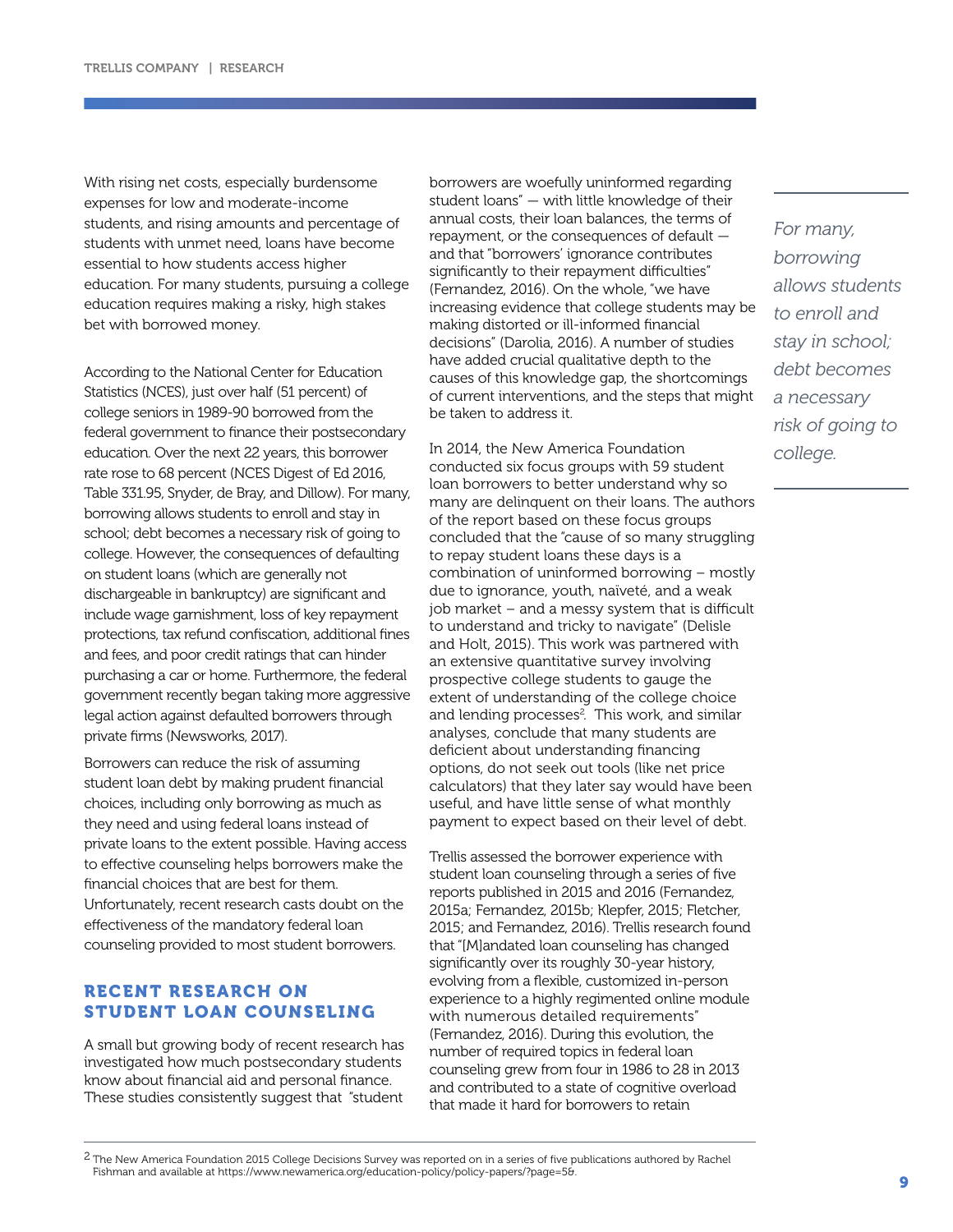With rising net costs, especially burdensome expenses for low and moderate-income students, and rising amounts and percentage of students with unmet need, loans have become essential to how students access higher education. For many students, pursuing a college education requires making a risky, high stakes bet with borrowed money.

According to the National Center for Education Statistics (NCES), just over half (51 percent) of college seniors in 1989-90 borrowed from the federal government to finance their postsecondary education. Over the next 22 years, this borrower rate rose to 68 percent (NCES Digest of Ed 2016, Table 331.95, Snyder, de Bray, and Dillow). For many, borrowing allows students to enroll and stay in school; debt becomes a necessary risk of going to college. However, the consequences of defaulting on student loans (which are generally not dischargeable in bankruptcy) are significant and include wage garnishment, loss of key repayment protections, tax refund confiscation, additional fines and fees, and poor credit ratings that can hinder purchasing a car or home. Furthermore, the federal government recently began taking more aggressive legal action against defaulted borrowers through private firms (Newsworks, 2017).

Borrowers can reduce the risk of assuming student loan debt by making prudent financial choices, including only borrowing as much as they need and using federal loans instead of private loans to the extent possible. Having access to effective counseling helps borrowers make the financial choices that are best for them. Unfortunately, recent research casts doubt on the effectiveness of the mandatory federal loan counseling provided to most student borrowers.

## RECENT RESEARCH ON STUDENT LOAN COUNSELING

A small but growing body of recent research has investigated how much postsecondary students know about financial aid and personal finance. These studies consistently suggest that "student borrowers are woefully uninformed regarding student loans" — with little knowledge of their annual costs, their loan balances, the terms of repayment, or the consequences of default — and that "borrowers' ignorance contributes significantly to their repayment difficulties" (Fernandez, 2016). On the whole, "we have increasing evidence that college students may be making distorted or ill-informed financial decisions" (Darolia, 2016). A number of studies have added crucial qualitative depth to the causes of this knowledge gap, the shortcomings of current interventions, and the steps that might be taken to address it.

In 2014, the New America Foundation conducted six focus groups with 59 student loan borrowers to better understand why so many are delinquent on their loans. The authors of the report based on these focus groups concluded that the "cause of so many struggling to repay student loans these days is a combination of uninformed borrowing – mostly due to ignorance, youth, naïveté, and a weak job market – and a messy system that is difficult to understand and tricky to navigate" (Delisle and Holt, 2015). This work was partnered with an extensive quantitative survey involving prospective college students to gauge the extent of understanding of the college choice and lending processes[2]. This work, and similar analyses, conclude that many students are deficient about understanding financing options, do not seek out tools (like net price calculators) that they later say would have been useful, and have little sense of what monthly payment to expect based on their level of debt.

Trellis assessed the borrower experience with student loan counseling through a series of five reports published in 2015 and 2016 (Fernandez, 2015a; Fernandez, 2015b; Klepfer, 2015; Fletcher, 2015; and Fernandez, 2016). Trellis research found that "[M]andated loan counseling has changed significantly over its roughly 30-year history, evolving from a flexible, customized in-person experience to a highly regimented online module with numerous detailed requirements" (Fernandez, 2016). During this evolution, the number of required topics in federal loan counseling grew from four in 1986 to 28 in 2013 and contributed to a state of cognitive overload that made it hard for borrowers to retain

*For many, borrowing allows students to enroll and stay in school; debt becomes a necessary risk of going to college.*

[2] The New America Foundation 2015 College Decisions Survey was reported on in a series of five publications authored by Rachel Fishman and available at https://www.newamerica.org/education-policy/policy-papers/?page=58.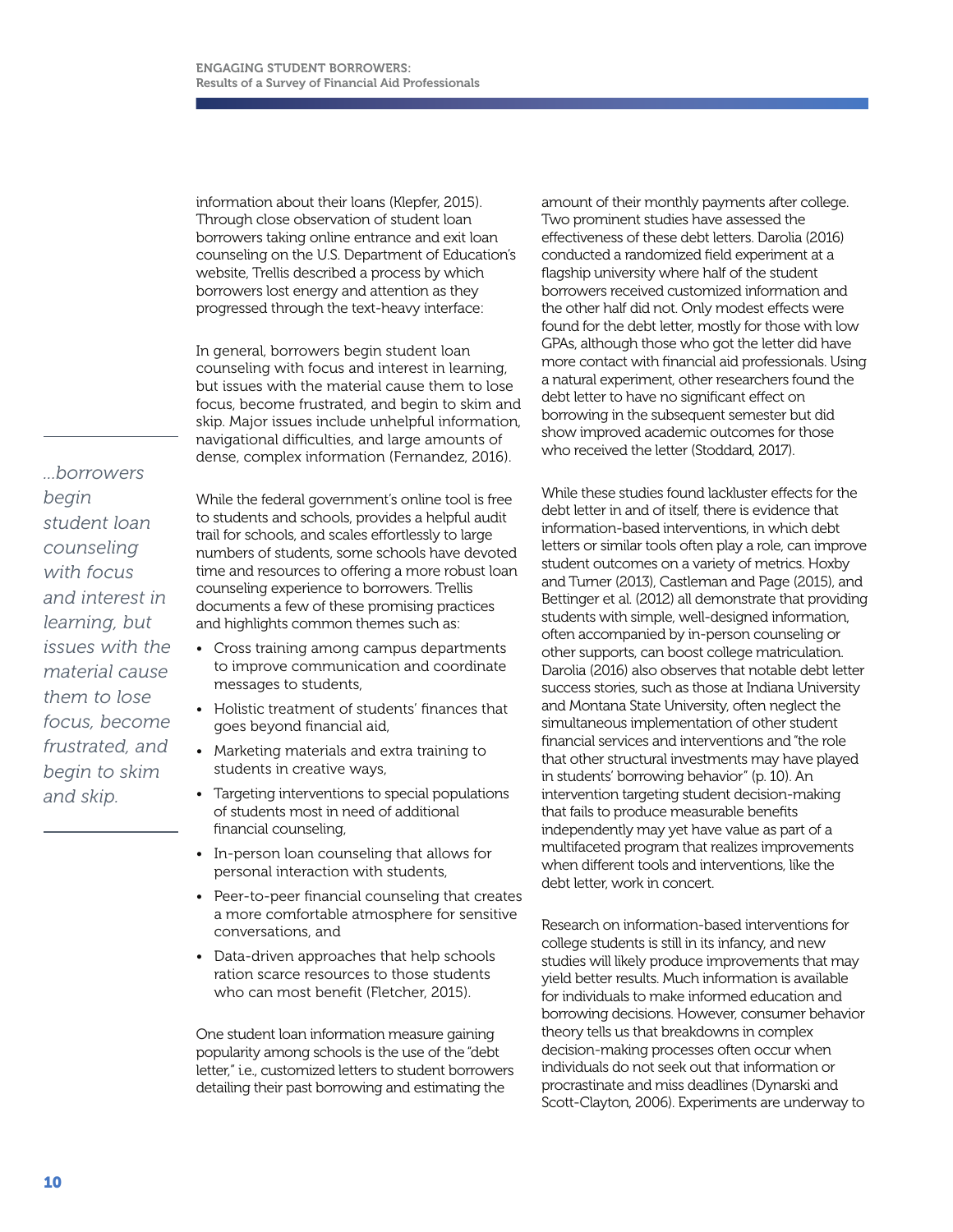information about their loans (Klepfer, 2015). Through close observation of student loan borrowers taking online entrance and exit loan counseling on the U.S. Department of Education's website, Trellis described a process by which borrowers lost energy and attention as they progressed through the text-heavy interface:

> In general, borrowers begin student loan counseling with focus and interest in learning, but issues with the material cause them to lose focus, become frustrated, and begin to skim and skip. Major issues include unhelpful information, navigational difficulties, and large amounts of dense, complex information (Fernandez, 2016).

*...borrowers begin student loan counseling with focus and interest in learning, but issues with the material cause them to lose focus, become frustrated, and begin to skim and skip.*

While the federal government's online tool is free to students and schools, provides a helpful audit trail for schools, and scales effortlessly to large numbers of students, some schools have devoted time and resources to offering a more robust loan counseling experience to borrowers. Trellis documents a few of these promising practices and highlights common themes such as:

- Cross training among campus departments to improve communication and coordinate messages to students,
- Holistic treatment of students' finances that goes beyond financial aid,
- Marketing materials and extra training to students in creative ways,
- Targeting interventions to special populations of students most in need of additional financial counseling,
- In-person loan counseling that allows for personal interaction with students,
- Peer-to-peer financial counseling that creates a more comfortable atmosphere for sensitive conversations, and
- Data-driven approaches that help schools ration scarce resources to those students who can most benefit (Fletcher, 2015).

One student loan information measure gaining popularity among schools is the use of the "debt letter," i.e., customized letters to student borrowers detailing their past borrowing and estimating the amount of their monthly payments after college. Two prominent studies have assessed the effectiveness of these debt letters. Darolia (2016) conducted a randomized field experiment at a flagship university where half of the student borrowers received customized information and the other half did not. Only modest effects were found for the debt letter, mostly for those with low GPAs, although those who got the letter did have more contact with financial aid professionals. Using a natural experiment, other researchers found the debt letter to have no significant effect on borrowing in the subsequent semester but did show improved academic outcomes for those who received the letter (Stoddard, 2017).

While these studies found lackluster effects for the debt letter in and of itself, there is evidence that information-based interventions, in which debt letters or similar tools often play a role, can improve student outcomes on a variety of metrics. Hoxby and Turner (2013), Castleman and Page (2015), and Bettinger et al. (2012) all demonstrate that providing students with simple, well-designed information, often accompanied by in-person counseling or other supports, can boost college matriculation. Darolia (2016) also observes that notable debt letter success stories, such as those at Indiana University and Montana State University, often neglect the simultaneous implementation of other student financial services and interventions and "the role that other structural investments may have played in students' borrowing behavior" (p. 10). An intervention targeting student decision-making that fails to produce measurable benefits independently may yet have value as part of a multifaceted program that realizes improvements when different tools and interventions, like the debt letter, work in concert.

Research on information-based interventions for college students is still in its infancy, and new studies will likely produce improvements that may yield better results. Much information is available for individuals to make informed education and borrowing decisions. However, consumer behavior theory tells us that breakdowns in complex decision-making processes often occur when individuals do not seek out that information or procrastinate and miss deadlines (Dynarski and Scott-Clayton, 2006). Experiments are underway to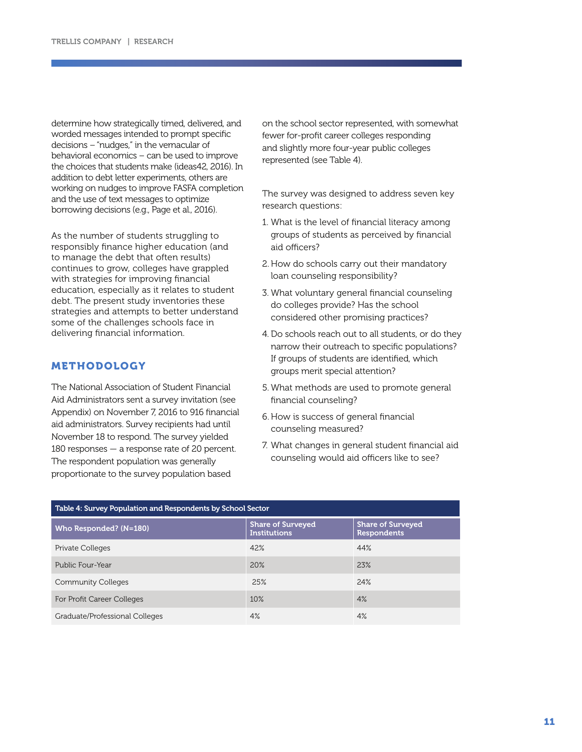determine how strategically timed, delivered, and worded messages intended to prompt specific decisions – "nudges," in the vernacular of behavioral economics – can be used to improve the choices that students make (ideas42, 2016). In addition to debt letter experiments, others are working on nudges to improve FASFA completion and the use of text messages to optimize borrowing decisions (e.g., Page et al., 2016).

As the number of students struggling to responsibly finance higher education (and to manage the debt that often results) continues to grow, colleges have grappled with strategies for improving financial education, especially as it relates to student debt. The present study inventories these strategies and attempts to better understand some of the challenges schools face in delivering financial information.

## METHODOLOGY

The National Association of Student Financial Aid Administrators sent a survey invitation (see Appendix) on November 7, 2016 to 916 financial aid administrators. Survey recipients had until November 18 to respond. The survey yielded 180 responses — a response rate of 20 percent. The respondent population was generally proportionate to the survey population based on the school sector represented, with somewhat fewer for-profit career colleges responding and slightly more four-year public colleges represented (see Table 4).

The survey was designed to address seven key research questions:

1. What is the level of financial literacy among groups of students as perceived by financial aid officers?
2. How do schools carry out their mandatory loan counseling responsibility?
3. What voluntary general financial counseling do colleges provide? Has the school considered other promising practices?
4. Do schools reach out to all students, or do they narrow their outreach to specific populations? If groups of students are identified, which groups merit special attention?
5. What methods are used to promote general financial counseling?
6. How is success of general financial counseling measured?
7. What changes in general student financial aid counseling would aid officers like to see?

**Table 4: Survey Population and Respondents by School Sector**

| Who Responded? (N=180) | Share of Surveyed Institutions | Share of Surveyed Respondents |
|---|---|---|
| Private Colleges | 42% | 44% |
| Public Four-Year | 20% | 23% |
| Community Colleges | 25% | 24% |
| For Profit Career Colleges | 10% | 4% |
| Graduate/Professional Colleges | 4% | 4% |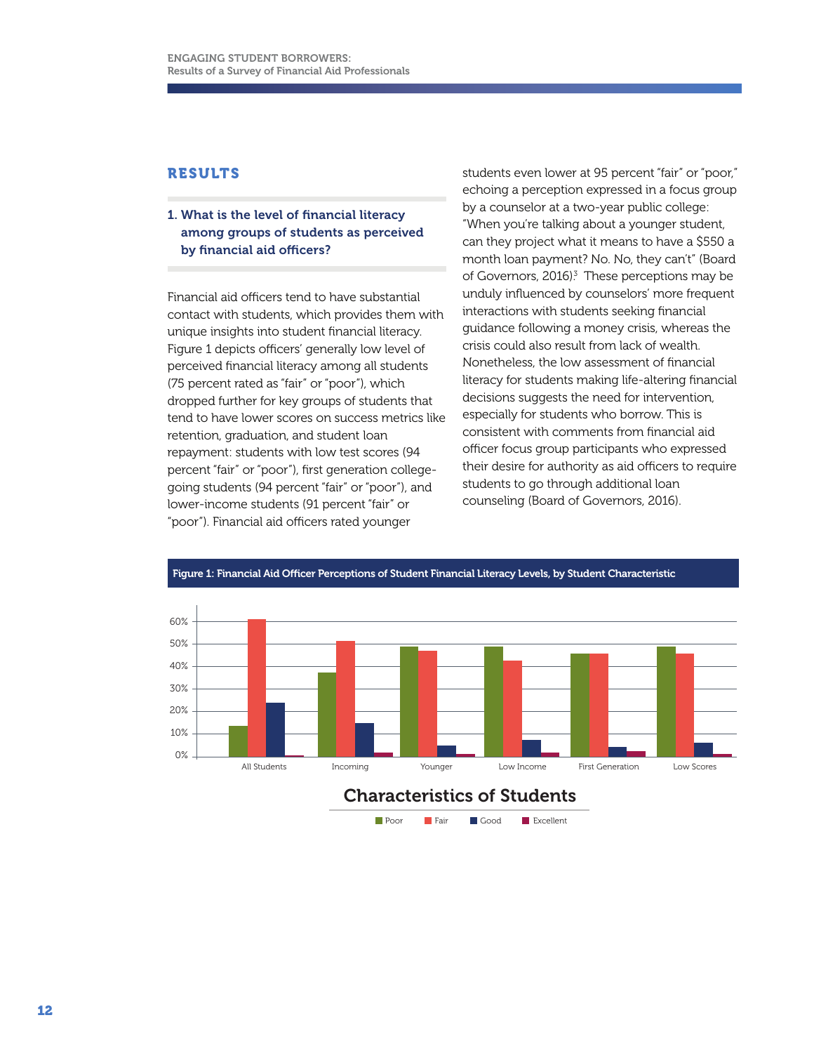## RESULTS

### 1. What is the level of financial literacy among groups of students as perceived by financial aid officers?

Financial aid officers tend to have substantial contact with students, which provides them with unique insights into student financial literacy. Figure 1 depicts officers' generally low level of perceived financial literacy among all students (75 percent rated as "fair" or "poor"), which dropped further for key groups of students that tend to have lower scores on success metrics like retention, graduation, and student loan repayment: students with low test scores (94 percent "fair" or "poor"), first generation college-going students (94 percent "fair" or "poor"), and lower-income students (91 percent "fair" or "poor"). Financial aid officers rated younger students even lower at 95 percent "fair" or "poor," echoing a perception expressed in a focus group by a counselor at a two-year public college: "When you're talking about a younger student, can they project what it means to have a $550 a month loan payment? No. No, they can't" (Board of Governors, 2016).[3] These perceptions may be unduly influenced by counselors' more frequent interactions with students seeking financial guidance following a money crisis, whereas the crisis could also result from lack of wealth. Nonetheless, the low assessment of financial literacy for students making life-altering financial decisions suggests the need for intervention, especially for students who borrow. This is consistent with comments from financial aid officer focus group participants who expressed their desire for authority as aid officers to require students to go through additional loan counseling (Board of Governors, 2016).

**Figure 1: Financial Aid Officer Perceptions of Student Financial Literacy Levels, by Student Characteristic**

| Characteristics of Students | Poor | Fair | Good | Excellent |
|---|---|---|---|---|
| All Students | ~14% | ~61% | ~24% | ~1% |
| Incoming | ~38% | ~52% | ~15% | ~2% |
| Younger | ~49% | ~47% | ~5% | ~1% |
| Low Income | ~49% | ~43% | ~7% | ~2% |
| First Generation | ~46% | ~46% | ~4% | ~3% |
| Low Scores | ~49% | ~46% | ~6% | ~1% |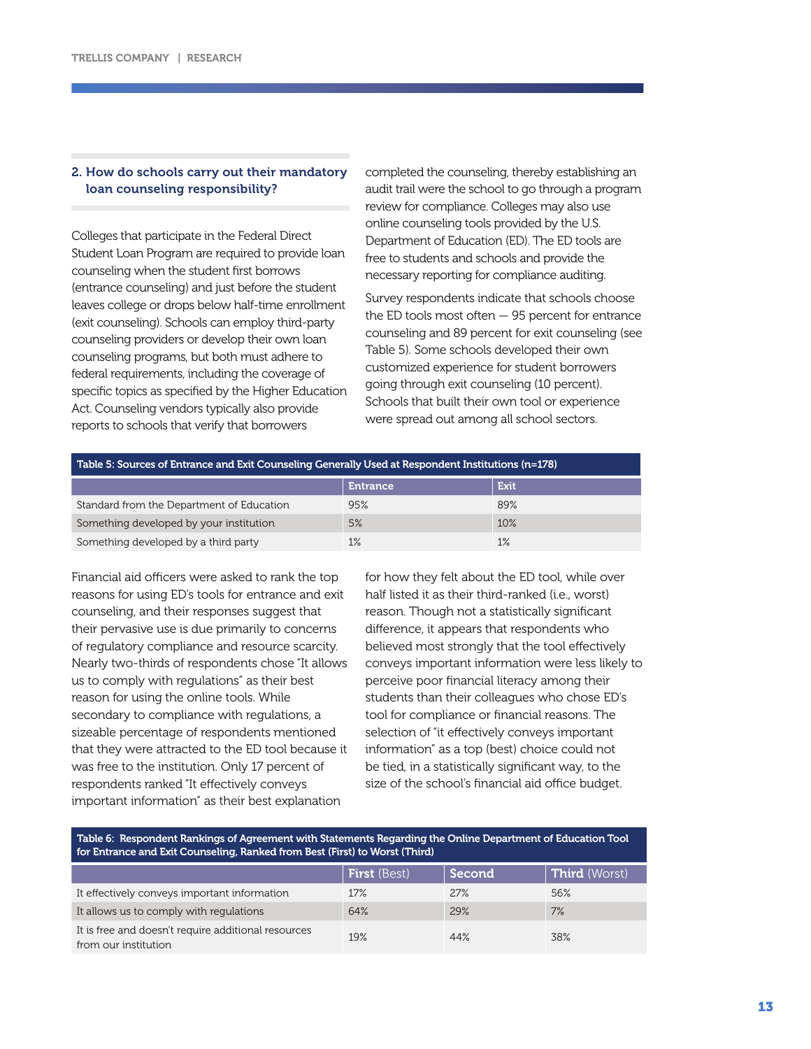## 2. How do schools carry out their mandatory loan counseling responsibility?

Colleges that participate in the Federal Direct Student Loan Program are required to provide loan counseling when the student first borrows (entrance counseling) and just before the student leaves college or drops below half-time enrollment (exit counseling). Schools can employ third-party counseling providers or develop their own loan counseling programs, but both must adhere to federal requirements, including the coverage of specific topics as specified by the Higher Education Act. Counseling vendors typically also provide reports to schools that verify that borrowers completed the counseling, thereby establishing an audit trail were the school to go through a program review for compliance. Colleges may also use online counseling tools provided by the U.S. Department of Education (ED). The ED tools are free to students and schools and provide the necessary reporting for compliance auditing.

Survey respondents indicate that schools choose the ED tools most often — 95 percent for entrance counseling and 89 percent for exit counseling (see Table 5). Some schools developed their own customized experience for student borrowers going through exit counseling (10 percent). Schools that built their own tool or experience were spread out among all school sectors.

**Table 5: Sources of Entrance and Exit Counseling Generally Used at Respondent Institutions (n=178)**

| | Entrance | Exit |
|---|---|---|
| Standard from the Department of Education | 95% | 89% |
| Something developed by your institution | 5% | 10% |
| Something developed by a third party | 1% | 1% |

Financial aid officers were asked to rank the top reasons for using ED's tools for entrance and exit counseling, and their responses suggest that their pervasive use is due primarily to concerns of regulatory compliance and resource scarcity. Nearly two-thirds of respondents chose "It allows us to comply with regulations" as their best reason for using the online tools. While secondary to compliance with regulations, a sizeable percentage of respondents mentioned that they were attracted to the ED tool because it was free to the institution. Only 17 percent of respondents ranked "It effectively conveys important information" as their best explanation for how they felt about the ED tool, while over half listed it as their third-ranked (i.e., worst) reason. Though not a statistically significant difference, it appears that respondents who believed most strongly that the tool effectively conveys important information were less likely to perceive poor financial literacy among their students than their colleagues who chose ED's tool for compliance or financial reasons. The selection of "it effectively conveys important information" as a top (best) choice could not be tied, in a statistically significant way, to the size of the school's financial aid office budget.

**Table 6: Respondent Rankings of Agreement with Statements Regarding the Online Department of Education Tool for Entrance and Exit Counseling, Ranked from Best (First) to Worst (Third)**

| | First (Best) | Second | Third (Worst) |
|---|---|---|---|
| It effectively conveys important information | 17% | 27% | 56% |
| It allows us to comply with regulations | 64% | 29% | 7% |
| It is free and doesn't require additional resources from our institution | 19% | 44% | 38% |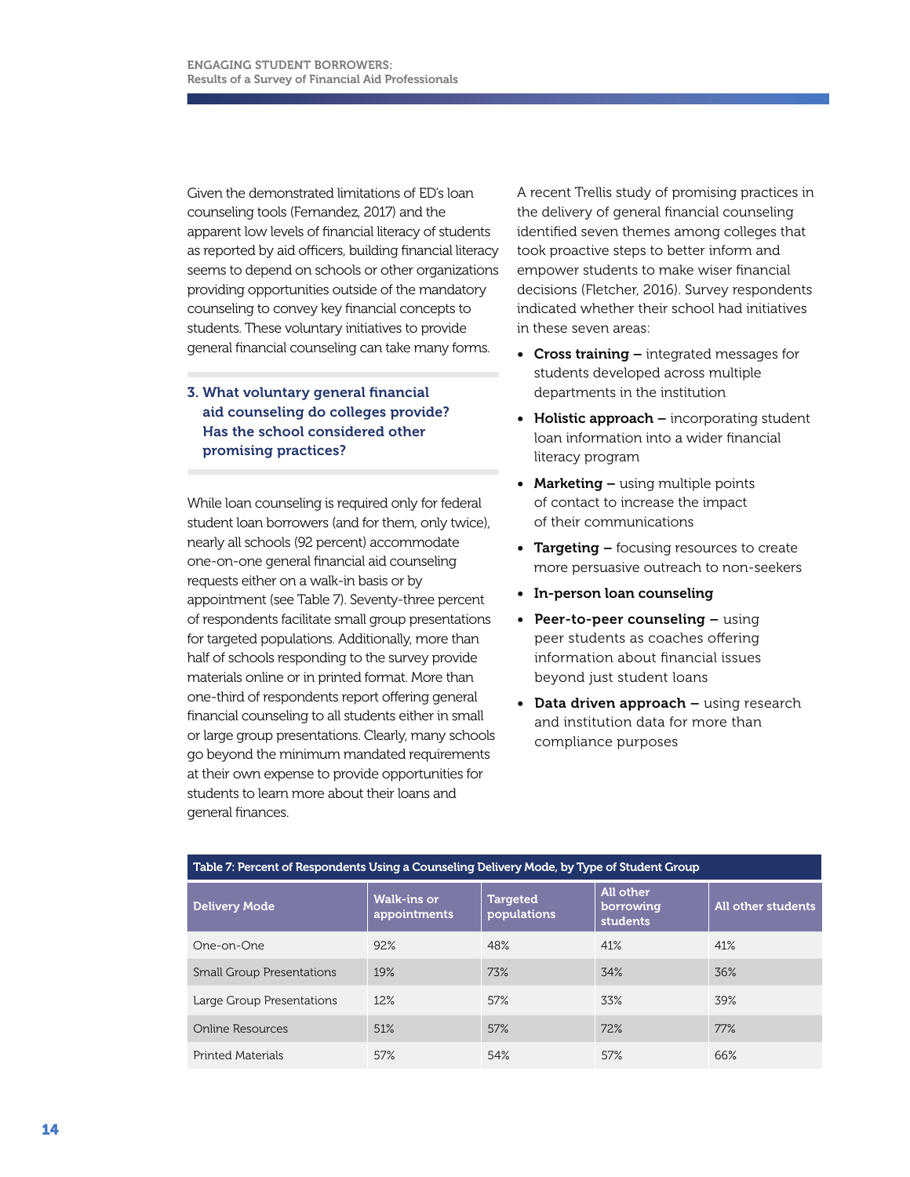Given the demonstrated limitations of ED's loan counseling tools (Fernandez, 2017) and the apparent low levels of financial literacy of students as reported by aid officers, building financial literacy seems to depend on schools or other organizations providing opportunities outside of the mandatory counseling to convey key financial concepts to students. These voluntary initiatives to provide general financial counseling can take many forms.

### 3. What voluntary general financial aid counseling do colleges provide? Has the school considered other promising practices?

While loan counseling is required only for federal student loan borrowers (and for them, only twice), nearly all schools (92 percent) accommodate one-on-one general financial aid counseling requests either on a walk-in basis or by appointment (see Table 7). Seventy-three percent of respondents facilitate small group presentations for targeted populations. Additionally, more than half of schools responding to the survey provide materials online or in printed format. More than one-third of respondents report offering general financial counseling to all students either in small or large group presentations. Clearly, many schools go beyond the minimum mandated requirements at their own expense to provide opportunities for students to learn more about their loans and general finances.

A recent Trellis study of promising practices in the delivery of general financial counseling identified seven themes among colleges that took proactive steps to better inform and empower students to make wiser financial decisions (Fletcher, 2016). Survey respondents indicated whether their school had initiatives in these seven areas:

- **Cross training –** integrated messages for students developed across multiple departments in the institution
- **Holistic approach –** incorporating student loan information into a wider financial literacy program
- **Marketing –** using multiple points of contact to increase the impact of their communications
- **Targeting –** focusing resources to create more persuasive outreach to non-seekers
- **In-person loan counseling**
- **Peer-to-peer counseling –** using peer students as coaches offering information about financial issues beyond just student loans
- **Data driven approach –** using research and institution data for more than compliance purposes

**Table 7: Percent of Respondents Using a Counseling Delivery Mode, by Type of Student Group**

| Delivery Mode | Walk-ins or appointments | Targeted populations | All other borrowing students | All other students |
|---|---|---|---|---|
| One-on-One | 92% | 48% | 41% | 41% |
| Small Group Presentations | 19% | 73% | 34% | 36% |
| Large Group Presentations | 12% | 57% | 33% | 39% |
| Online Resources | 51% | 57% | 72% | 77% |
| Printed Materials | 57% | 54% | 57% | 66% |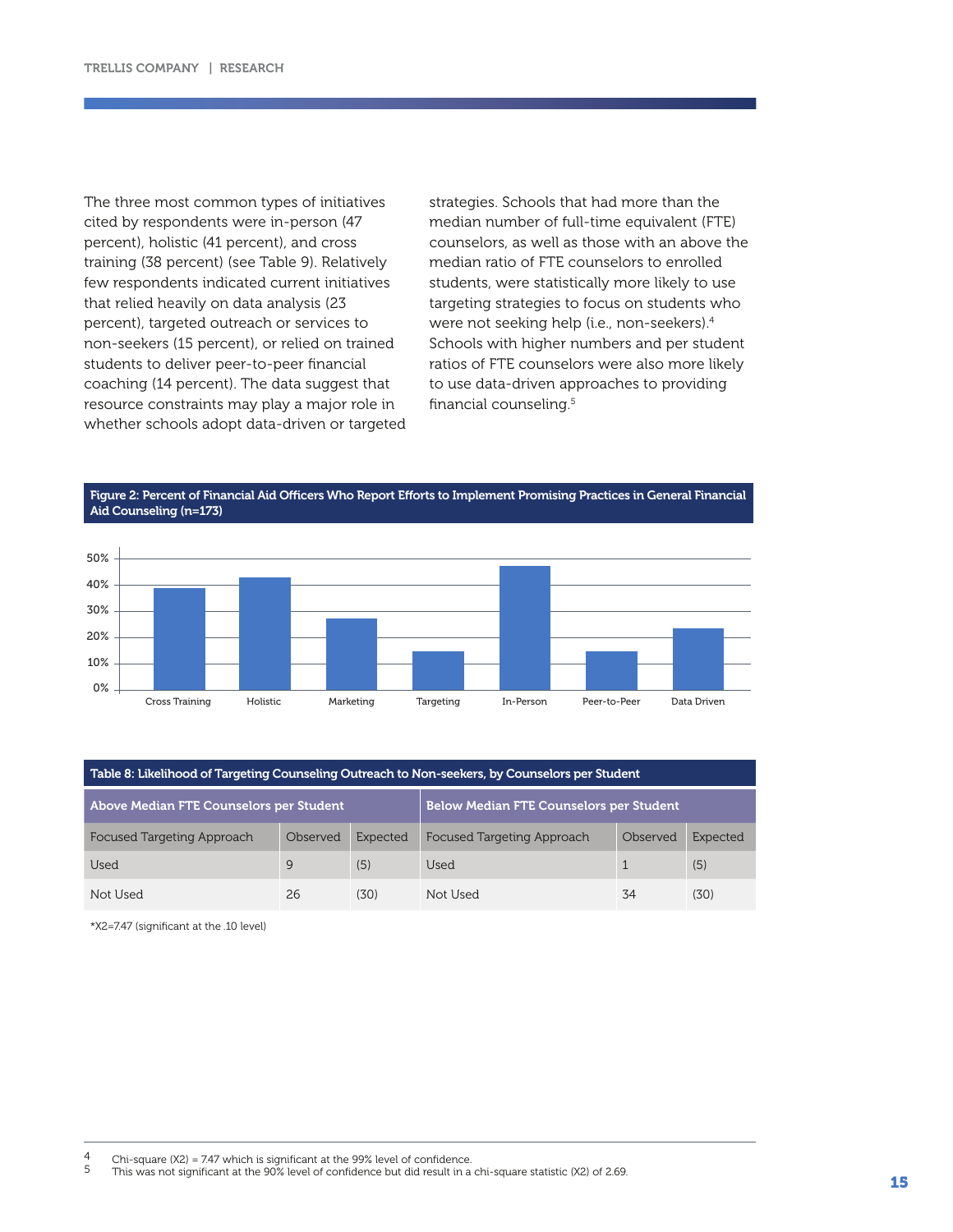The three most common types of initiatives cited by respondents were in-person (47 percent), holistic (41 percent), and cross training (38 percent) (see Table 9). Relatively few respondents indicated current initiatives that relied heavily on data analysis (23 percent), targeted outreach or services to non-seekers (15 percent), or relied on trained students to deliver peer-to-peer financial coaching (14 percent). The data suggest that resource constraints may play a major role in whether schools adopt data-driven or targeted strategies. Schools that had more than the median number of full-time equivalent (FTE) counselors, as well as those with an above the median ratio of FTE counselors to enrolled students, were statistically more likely to use targeting strategies to focus on students who were not seeking help (i.e., non-seekers).[4] Schools with higher numbers and per student ratios of FTE counselors were also more likely to use data-driven approaches to providing financial counseling.[5]

**Figure 2: Percent of Financial Aid Officers Who Report Efforts to Implement Promising Practices in General Financial Aid Counseling (n=173)**

**Table 8: Likelihood of Targeting Counseling Outreach to Non-seekers, by Counselors per Student**

| Above Median FTE Counselors per Student | | | Below Median FTE Counselors per Student | | |
|---|---|---|---|---|---|
| Focused Targeting Approach | Observed | Expected | Focused Targeting Approach | Observed | Expected |
| Used | 9 | (5) | Used | 1 | (5) |
| Not Used | 26 | (30) | Not Used | 34 | (30) |

*X2=7.47 (significant at the .10 level)

---

4 Chi-square (X2) = 7.47 which is significant at the 99% level of confidence.
5 This was not significant at the 90% level of confidence but did result in a chi-square statistic (X2) of 2.69.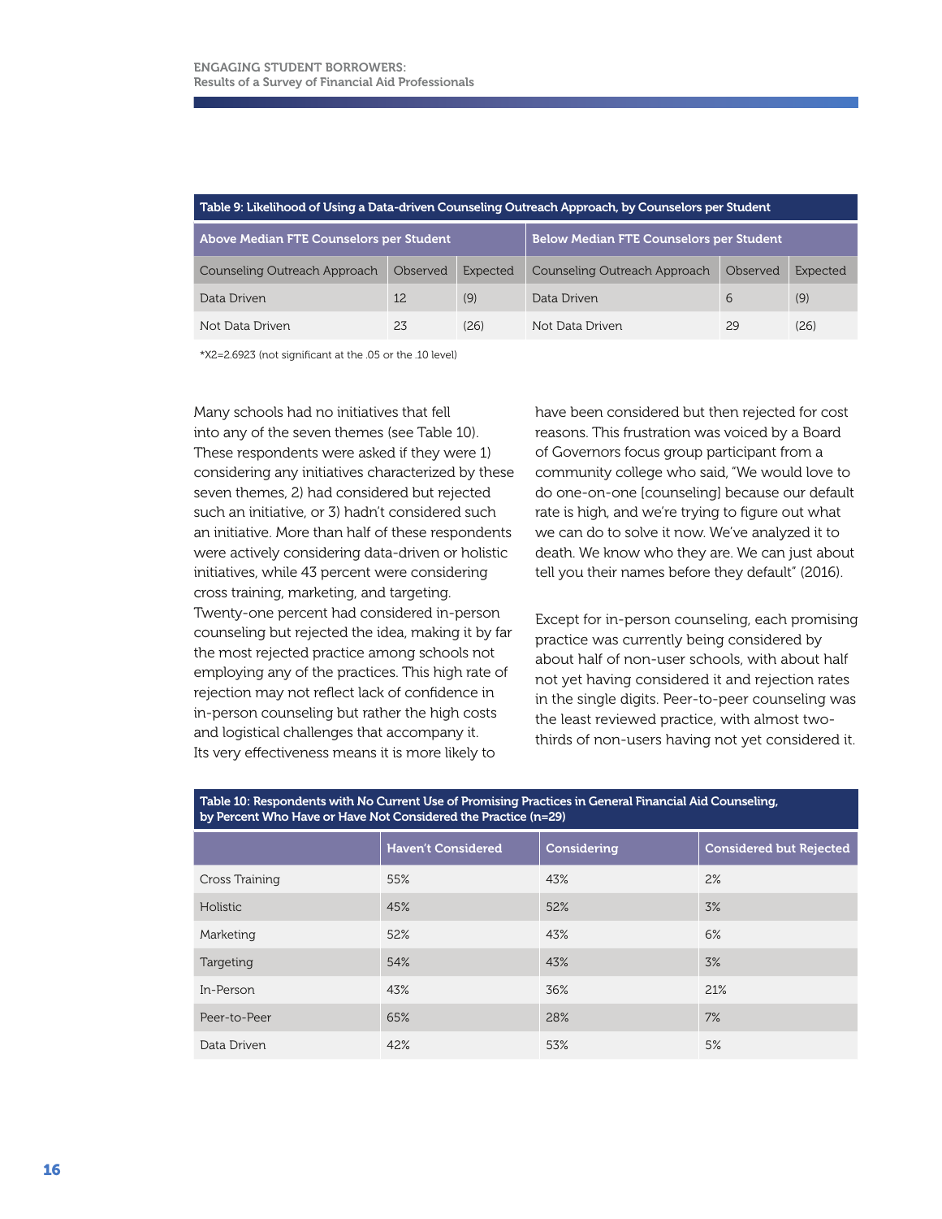**Table 9: Likelihood of Using a Data-driven Counseling Outreach Approach, by Counselors per Student**

| Above Median FTE Counselors per Student | | | Below Median FTE Counselors per Student | | |
|---|---|---|---|---|---|
| Counseling Outreach Approach | Observed | Expected | Counseling Outreach Approach | Observed | Expected |
| Data Driven | 12 | (9) | Data Driven | 6 | (9) |
| Not Data Driven | 23 | (26) | Not Data Driven | 29 | (26) |

*X2=2.6923 (not significant at the .05 or the .10 level)

Many schools had no initiatives that fell into any of the seven themes (see Table 10). These respondents were asked if they were 1) considering any initiatives characterized by these seven themes, 2) had considered but rejected such an initiative, or 3) hadn't considered such an initiative. More than half of these respondents were actively considering data-driven or holistic initiatives, while 43 percent were considering cross training, marketing, and targeting. Twenty-one percent had considered in-person counseling but rejected the idea, making it by far the most rejected practice among schools not employing any of the practices. This high rate of rejection may not reflect lack of confidence in in-person counseling but rather the high costs and logistical challenges that accompany it. Its very effectiveness means it is more likely to have been considered but then rejected for cost reasons. This frustration was voiced by a Board of Governors focus group participant from a community college who said, "We would love to do one-on-one [counseling] because our default rate is high, and we're trying to figure out what we can do to solve it now. We've analyzed it to death. We know who they are. We can just about tell you their names before they default" (2016).

Except for in-person counseling, each promising practice was currently being considered by about half of non-user schools, with about half not yet having considered it and rejection rates in the single digits. Peer-to-peer counseling was the least reviewed practice, with almost two-thirds of non-users having not yet considered it.

**Table 10: Respondents with No Current Use of Promising Practices in General Financial Aid Counseling, by Percent Who Have or Have Not Considered the Practice (n=29)**

| | Haven't Considered | Considering | Considered but Rejected |
|---|---|---|---|
| Cross Training | 55% | 43% | 2% |
| Holistic | 45% | 52% | 3% |
| Marketing | 52% | 43% | 6% |
| Targeting | 54% | 43% | 3% |
| In-Person | 43% | 36% | 21% |
| Peer-to-Peer | 65% | 28% | 7% |
| Data Driven | 42% | 53% | 5% |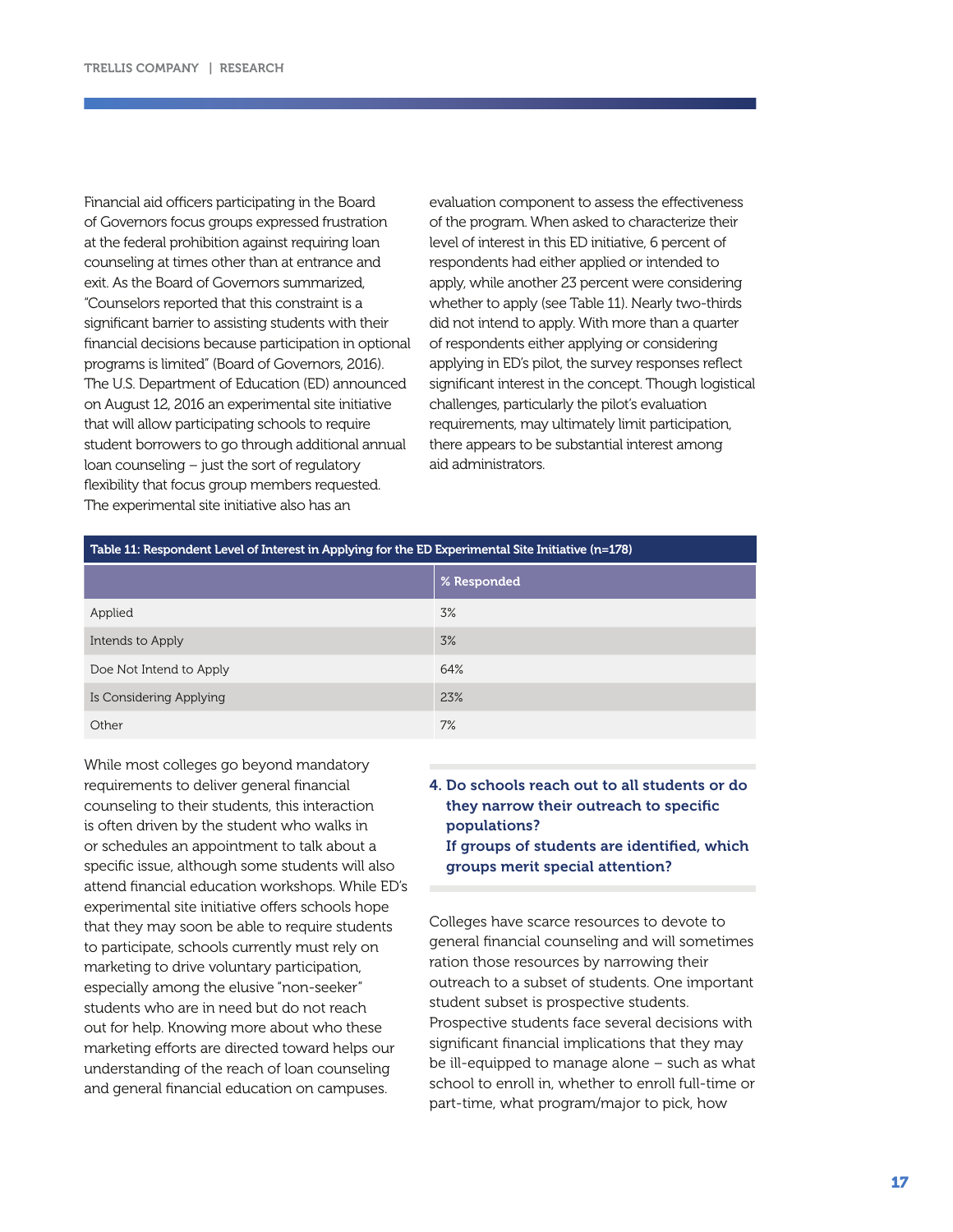Financial aid officers participating in the Board of Governors focus groups expressed frustration at the federal prohibition against requiring loan counseling at times other than at entrance and exit. As the Board of Governors summarized, "Counselors reported that this constraint is a significant barrier to assisting students with their financial decisions because participation in optional programs is limited" (Board of Governors, 2016). The U.S. Department of Education (ED) announced on August 12, 2016 an experimental site initiative that will allow participating schools to require student borrowers to go through additional annual loan counseling – just the sort of regulatory flexibility that focus group members requested. The experimental site initiative also has an evaluation component to assess the effectiveness of the program. When asked to characterize their level of interest in this ED initiative, 6 percent of respondents had either applied or intended to apply, while another 23 percent were considering whether to apply (see Table 11). Nearly two-thirds did not intend to apply. With more than a quarter of respondents either applying or considering applying in ED's pilot, the survey responses reflect significant interest in the concept. Though logistical challenges, particularly the pilot's evaluation requirements, may ultimately limit participation, there appears to be substantial interest among aid administrators.

**Table 11: Respondent Level of Interest in Applying for the ED Experimental Site Initiative (n=178)**

| | % Responded |
|---|---|
| Applied | 3% |
| Intends to Apply | 3% |
| Doe Not Intend to Apply | 64% |
| Is Considering Applying | 23% |
| Other | 7% |

While most colleges go beyond mandatory requirements to deliver general financial counseling to their students, this interaction is often driven by the student who walks in or schedules an appointment to talk about a specific issue, although some students will also attend financial education workshops. While ED's experimental site initiative offers schools hope that they may soon be able to require students to participate, schools currently must rely on marketing to drive voluntary participation, especially among the elusive "non-seeker" students who are in need but do not reach out for help. Knowing more about who these marketing efforts are directed toward helps our understanding of the reach of loan counseling and general financial education on campuses.

### 4. Do schools reach out to all students or do they narrow their outreach to specific populations? If groups of students are identified, which groups merit special attention?

Colleges have scarce resources to devote to general financial counseling and will sometimes ration those resources by narrowing their outreach to a subset of students. One important student subset is prospective students. Prospective students face several decisions with significant financial implications that they may be ill-equipped to manage alone – such as what school to enroll in, whether to enroll full-time or part-time, what program/major to pick, how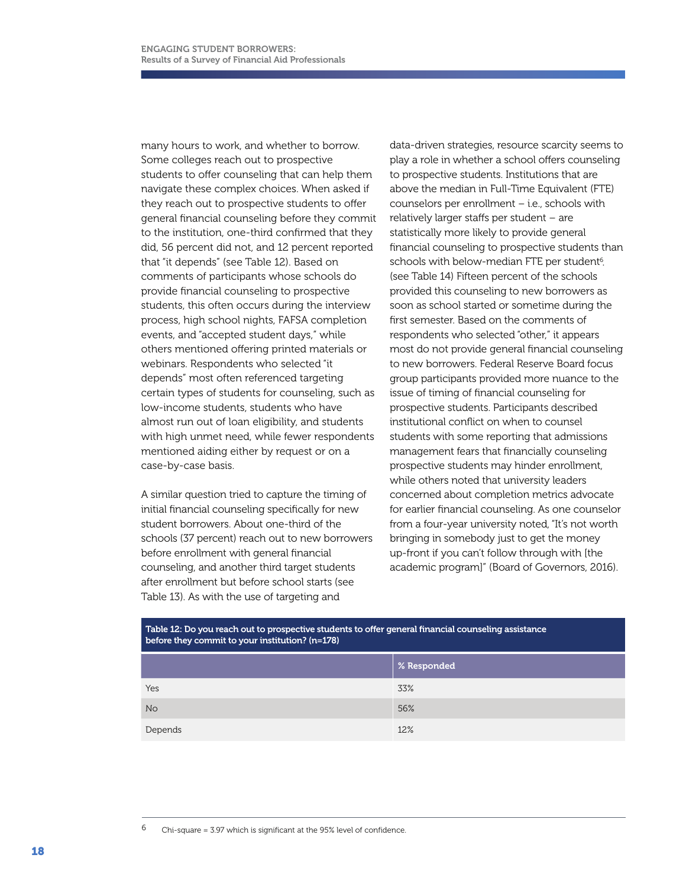many hours to work, and whether to borrow. Some colleges reach out to prospective students to offer counseling that can help them navigate these complex choices. When asked if they reach out to prospective students to offer general financial counseling before they commit to the institution, one-third confirmed that they did, 56 percent did not, and 12 percent reported that "it depends" (see Table 12). Based on comments of participants whose schools do provide financial counseling to prospective students, this often occurs during the interview process, high school nights, FAFSA completion events, and "accepted student days," while others mentioned offering printed materials or webinars. Respondents who selected "it depends" most often referenced targeting certain types of students for counseling, such as low-income students, students who have almost run out of loan eligibility, and students with high unmet need, while fewer respondents mentioned aiding either by request or on a case-by-case basis.

A similar question tried to capture the timing of initial financial counseling specifically for new student borrowers. About one-third of the schools (37 percent) reach out to new borrowers before enrollment with general financial counseling, and another third target students after enrollment but before school starts (see Table 13). As with the use of targeting and data-driven strategies, resource scarcity seems to play a role in whether a school offers counseling to prospective students. Institutions that are above the median in Full-Time Equivalent (FTE) counselors per enrollment – i.e., schools with relatively larger staffs per student – are statistically more likely to provide general financial counseling to prospective students than schools with below-median FTE per student[6]. (see Table 14) Fifteen percent of the schools provided this counseling to new borrowers as soon as school started or sometime during the first semester. Based on the comments of respondents who selected "other," it appears most do not provide general financial counseling to new borrowers. Federal Reserve Board focus group participants provided more nuance to the issue of timing of financial counseling for prospective students. Participants described institutional conflict on when to counsel students with some reporting that admissions management fears that financially counseling prospective students may hinder enrollment, while others noted that university leaders concerned about completion metrics advocate for earlier financial counseling. As one counselor from a four-year university noted, "It's not worth bringing in somebody just to get the money up-front if you can't follow through with [the academic program]" (Board of Governors, 2016).

**Table 12: Do you reach out to prospective students to offer general financial counseling assistance before they commit to your institution? (n=178)**

| | % Responded |
|---|---|
| Yes | 33% |
| No | 56% |
| Depends | 12% |

[6] Chi-square = 3.97 which is significant at the 95% level of confidence.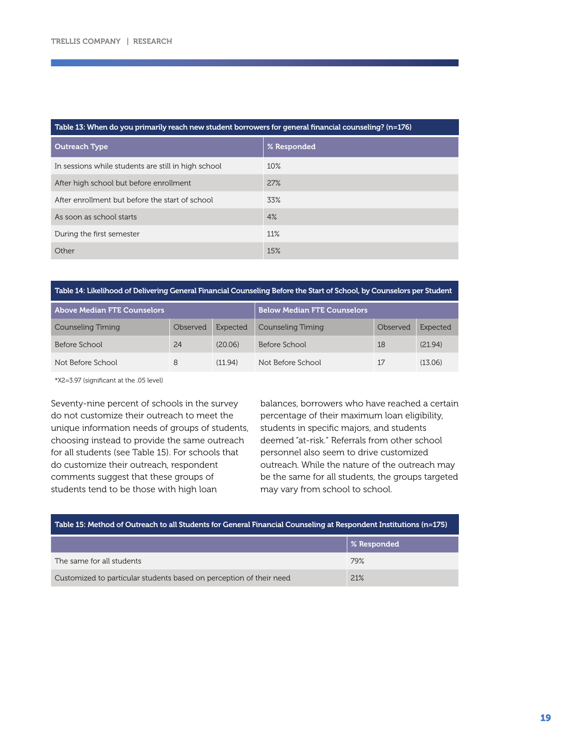**Table 13: When do you primarily reach new student borrowers for general financial counseling? (n=176)**

| Outreach Type | % Responded |
|---|---|
| In sessions while students are still in high school | 10% |
| After high school but before enrollment | 27% |
| After enrollment but before the start of school | 33% |
| As soon as school starts | 4% |
| During the first semester | 11% |
| Other | 15% |

**Table 14: Likelihood of Delivering General Financial Counseling Before the Start of School, by Counselors per Student**

| Above Median FTE Counselors | | | Below Median FTE Counselors | | |
|---|---|---|---|---|---|
| Counseling Timing | Observed | Expected | Counseling Timing | Observed | Expected |
| Before School | 24 | (20.06) | Before School | 18 | (21.94) |
| Not Before School | 8 | (11.94) | Not Before School | 17 | (13.06) |

*X2=3.97 (significant at the .05 level)

Seventy-nine percent of schools in the survey do not customize their outreach to meet the unique information needs of groups of students, choosing instead to provide the same outreach for all students (see Table 15). For schools that do customize their outreach, respondent comments suggest that these groups of students tend to be those with high loan balances, borrowers who have reached a certain percentage of their maximum loan eligibility, students in specific majors, and students deemed "at-risk." Referrals from other school personnel also seem to drive customized outreach. While the nature of the outreach may be the same for all students, the groups targeted may vary from school to school.

**Table 15: Method of Outreach to all Students for General Financial Counseling at Respondent Institutions (n=175)**

| | % Responded |
|---|---|
| The same for all students | 79% |
| Customized to particular students based on perception of their need | 21% |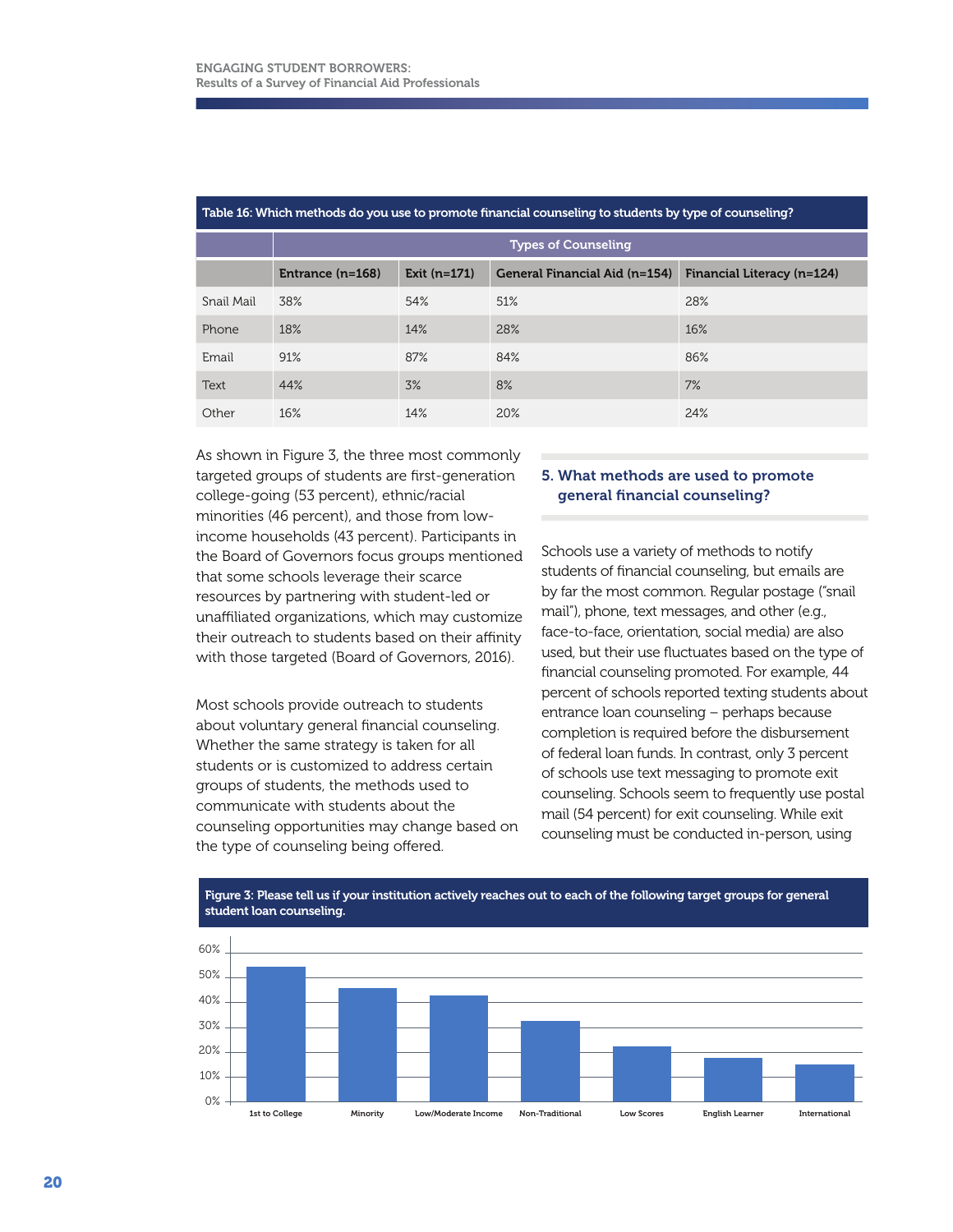Table 16: Which methods do you use to promote financial counseling to students by type of counseling?

| | Types of Counseling | | | |
|---|---|---|---|---|
| | Entrance (n=168) | Exit (n=171) | General Financial Aid (n=154) | Financial Literacy (n=124) |
| Snail Mail | 38% | 54% | 51% | 28% |
| Phone | 18% | 14% | 28% | 16% |
| Email | 91% | 87% | 84% | 86% |
| Text | 44% | 3% | 8% | 7% |
| Other | 16% | 14% | 20% | 24% |

As shown in Figure 3, the three most commonly targeted groups of students are first-generation college-going (53 percent), ethnic/racial minorities (46 percent), and those from low-income households (43 percent). Participants in the Board of Governors focus groups mentioned that some schools leverage their scarce resources by partnering with student-led or unaffiliated organizations, which may customize their outreach to students based on their affinity with those targeted (Board of Governors, 2016).

Most schools provide outreach to students about voluntary general financial counseling. Whether the same strategy is taken for all students or is customized to address certain groups of students, the methods used to communicate with students about the counseling opportunities may change based on the type of counseling being offered.

### 5. What methods are used to promote general financial counseling?

Schools use a variety of methods to notify students of financial counseling, but emails are by far the most common. Regular postage ("snail mail"), phone, text messages, and other (e.g., face-to-face, orientation, social media) are also used, but their use fluctuates based on the type of financial counseling promoted. For example, 44 percent of schools reported texting students about entrance loan counseling – perhaps because completion is required before the disbursement of federal loan funds. In contrast, only 3 percent of schools use text messaging to promote exit counseling. Schools seem to frequently use postal mail (54 percent) for exit counseling. While exit counseling must be conducted in-person, using

Figure 3: Please tell us if your institution actively reaches out to each of the following target groups for general student loan counseling.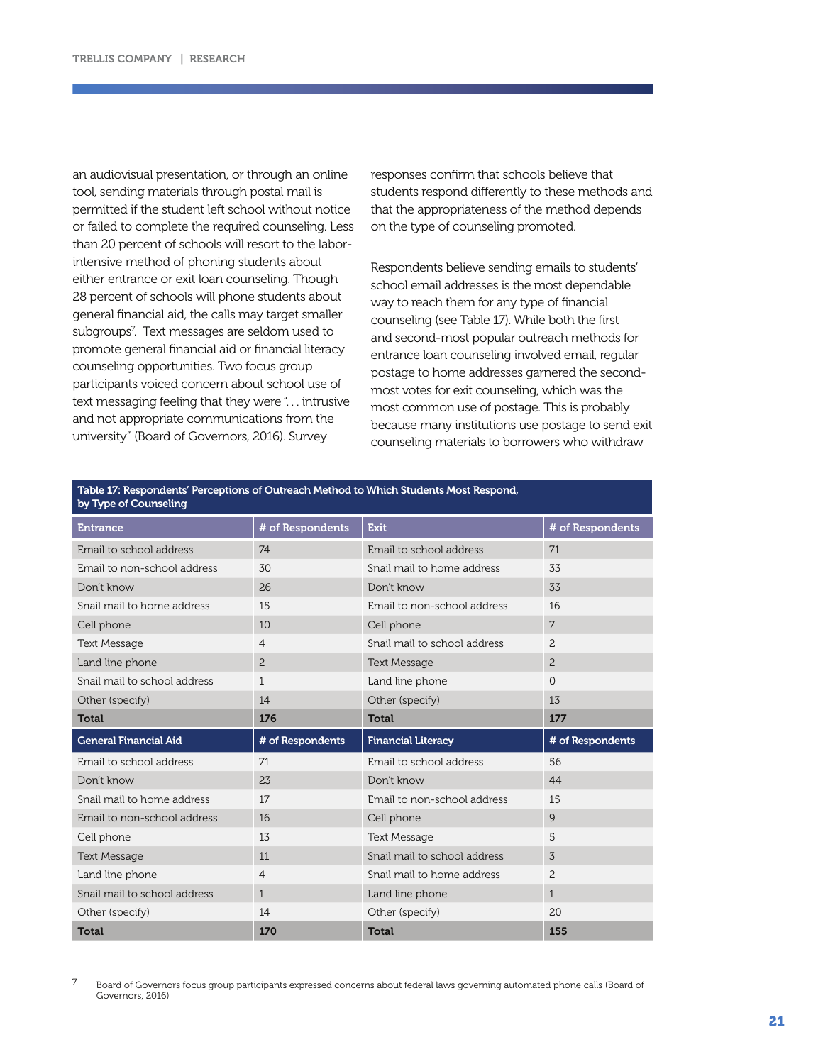an audiovisual presentation, or through an online tool, sending materials through postal mail is permitted if the student left school without notice or failed to complete the required counseling. Less than 20 percent of schools will resort to the labor-intensive method of phoning students about either entrance or exit loan counseling. Though 28 percent of schools will phone students about general financial aid, the calls may target smaller subgroups[7]. Text messages are seldom used to promote general financial aid or financial literacy counseling opportunities. Two focus group participants voiced concern about school use of text messaging feeling that they were ". . . intrusive and not appropriate communications from the university" (Board of Governors, 2016). Survey responses confirm that schools believe that students respond differently to these methods and that the appropriateness of the method depends on the type of counseling promoted.

Respondents believe sending emails to students' school email addresses is the most dependable way to reach them for any type of financial counseling (see Table 17). While both the first and second-most popular outreach methods for entrance loan counseling involved email, regular postage to home addresses garnered the second-most votes for exit counseling, which was the most common use of postage. This is probably because many institutions use postage to send exit counseling materials to borrowers who withdraw

**Table 17: Respondents' Perceptions of Outreach Method to Which Students Most Respond, by Type of Counseling**

| Entrance | # of Respondents | Exit | # of Respondents |
|---|---|---|---|
| Email to school address | 74 | Email to school address | 71 |
| Email to non-school address | 30 | Snail mail to home address | 33 |
| Don't know | 26 | Don't know | 33 |
| Snail mail to home address | 15 | Email to non-school address | 16 |
| Cell phone | 10 | Cell phone | 7 |
| Text Message | 4 | Snail mail to school address | 2 |
| Land line phone | 2 | Text Message | 2 |
| Snail mail to school address | 1 | Land line phone | 0 |
| Other (specify) | 14 | Other (specify) | 13 |
| **Total** | **176** | **Total** | **177** |
| **General Financial Aid** | **# of Respondents** | **Financial Literacy** | **# of Respondents** |
| Email to school address | 71 | Email to school address | 56 |
| Don't know | 23 | Don't know | 44 |
| Snail mail to home address | 17 | Email to non-school address | 15 |
| Email to non-school address | 16 | Cell phone | 9 |
| Cell phone | 13 | Text Message | 5 |
| Text Message | 11 | Snail mail to school address | 3 |
| Land line phone | 4 | Snail mail to home address | 2 |
| Snail mail to school address | 1 | Land line phone | 1 |
| Other (specify) | 14 | Other (specify) | 20 |
| **Total** | **170** | **Total** | **155** |

[7] Board of Governors focus group participants expressed concerns about federal laws governing automated phone calls (Board of Governors, 2016)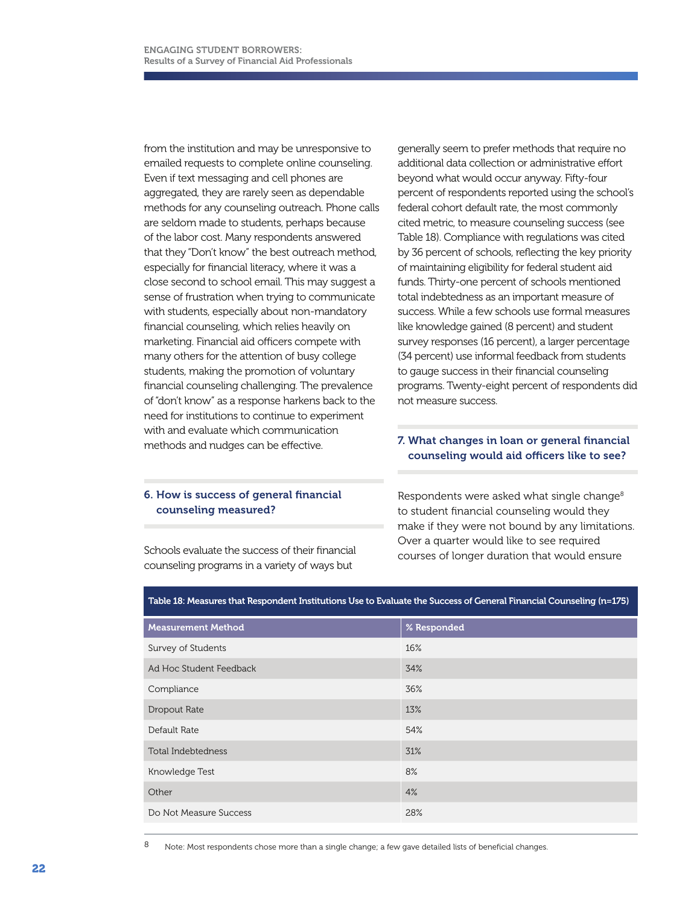from the institution and may be unresponsive to emailed requests to complete online counseling. Even if text messaging and cell phones are aggregated, they are rarely seen as dependable methods for any counseling outreach. Phone calls are seldom made to students, perhaps because of the labor cost. Many respondents answered that they "Don't know" the best outreach method, especially for financial literacy, where it was a close second to school email. This may suggest a sense of frustration when trying to communicate with students, especially about non-mandatory financial counseling, which relies heavily on marketing. Financial aid officers compete with many others for the attention of busy college students, making the promotion of voluntary financial counseling challenging. The prevalence of "don't know" as a response harkens back to the need for institutions to continue to experiment with and evaluate which communication methods and nudges can be effective.

### 6. How is success of general financial counseling measured?

Schools evaluate the success of their financial counseling programs in a variety of ways but generally seem to prefer methods that require no additional data collection or administrative effort beyond what would occur anyway. Fifty-four percent of respondents reported using the school's federal cohort default rate, the most commonly cited metric, to measure counseling success (see Table 18). Compliance with regulations was cited by 36 percent of schools, reflecting the key priority of maintaining eligibility for federal student aid funds. Thirty-one percent of schools mentioned total indebtedness as an important measure of success. While a few schools use formal measures like knowledge gained (8 percent) and student survey responses (16 percent), a larger percentage (34 percent) use informal feedback from students to gauge success in their financial counseling programs. Twenty-eight percent of respondents did not measure success.

### 7. What changes in loan or general financial counseling would aid officers like to see?

Respondents were asked what single change[8] to student financial counseling would they make if they were not bound by any limitations. Over a quarter would like to see required courses of longer duration that would ensure

**Table 18: Measures that Respondent Institutions Use to Evaluate the Success of General Financial Counseling (n=175)**

| Measurement Method | % Responded |
|---|---|
| Survey of Students | 16% |
| Ad Hoc Student Feedback | 34% |
| Compliance | 36% |
| Dropout Rate | 13% |
| Default Rate | 54% |
| Total Indebtedness | 31% |
| Knowledge Test | 8% |
| Other | 4% |
| Do Not Measure Success | 28% |

[8] Note: Most respondents chose more than a single change; a few gave detailed lists of beneficial changes.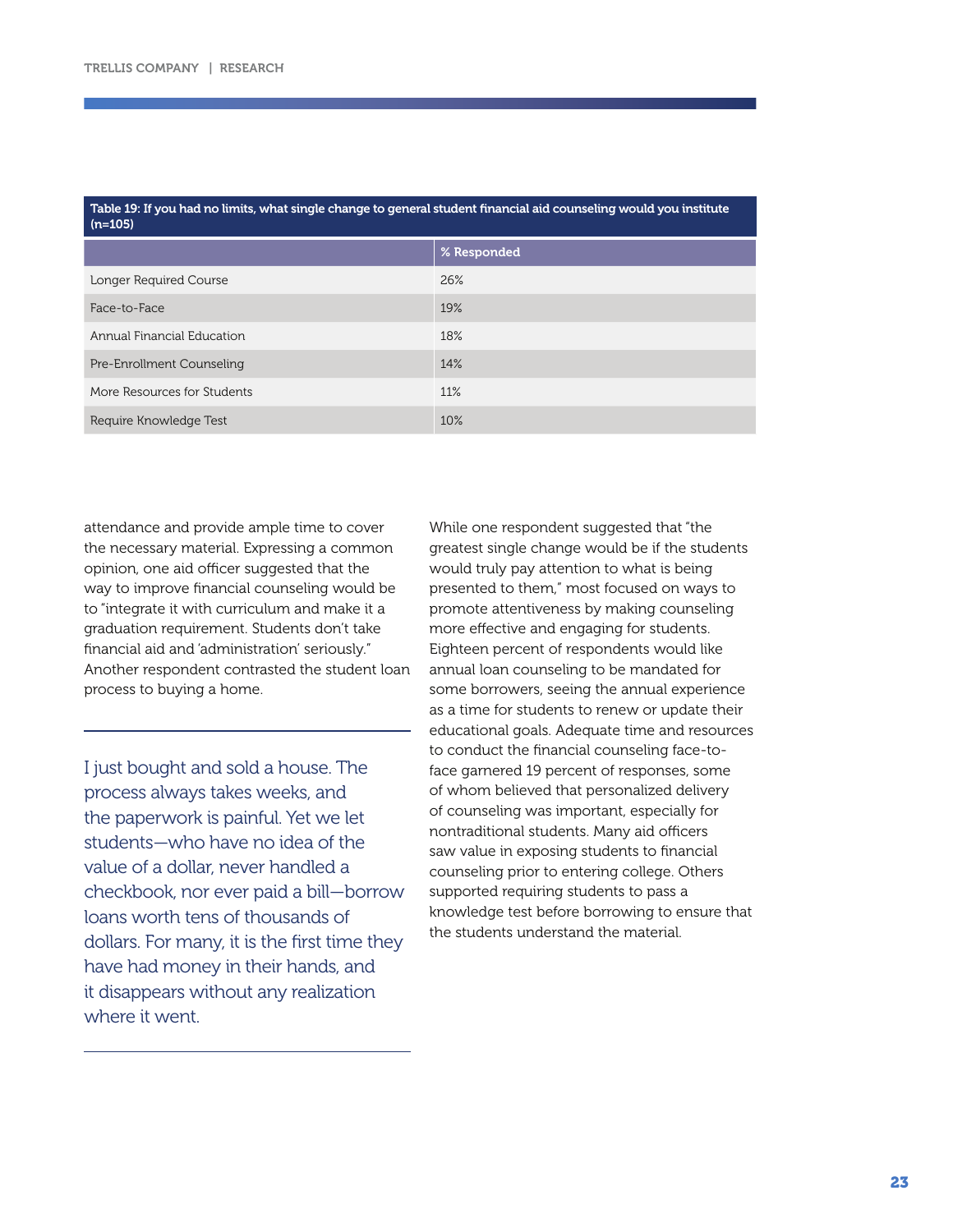| Table 19: If you had no limits, what single change to general student financial aid counseling would you institute (n=105) | |
|---|---|
| | % Responded |
| Longer Required Course | 26% |
| Face-to-Face | 19% |
| Annual Financial Education | 18% |
| Pre-Enrollment Counseling | 14% |
| More Resources for Students | 11% |
| Require Knowledge Test | 10% |

attendance and provide ample time to cover the necessary material. Expressing a common opinion, one aid officer suggested that the way to improve financial counseling would be to "integrate it with curriculum and make it a graduation requirement. Students don't take financial aid and 'administration' seriously." Another respondent contrasted the student loan process to buying a home.

> I just bought and sold a house. The process always takes weeks, and the paperwork is painful. Yet we let students—who have no idea of the value of a dollar, never handled a checkbook, nor ever paid a bill—borrow loans worth tens of thousands of dollars. For many, it is the first time they have had money in their hands, and it disappears without any realization where it went.

While one respondent suggested that "the greatest single change would be if the students would truly pay attention to what is being presented to them," most focused on ways to promote attentiveness by making counseling more effective and engaging for students. Eighteen percent of respondents would like annual loan counseling to be mandated for some borrowers, seeing the annual experience as a time for students to renew or update their educational goals. Adequate time and resources to conduct the financial counseling face-to-face garnered 19 percent of responses, some of whom believed that personalized delivery of counseling was important, especially for nontraditional students. Many aid officers saw value in exposing students to financial counseling prior to entering college. Others supported requiring students to pass a knowledge test before borrowing to ensure that the students understand the material.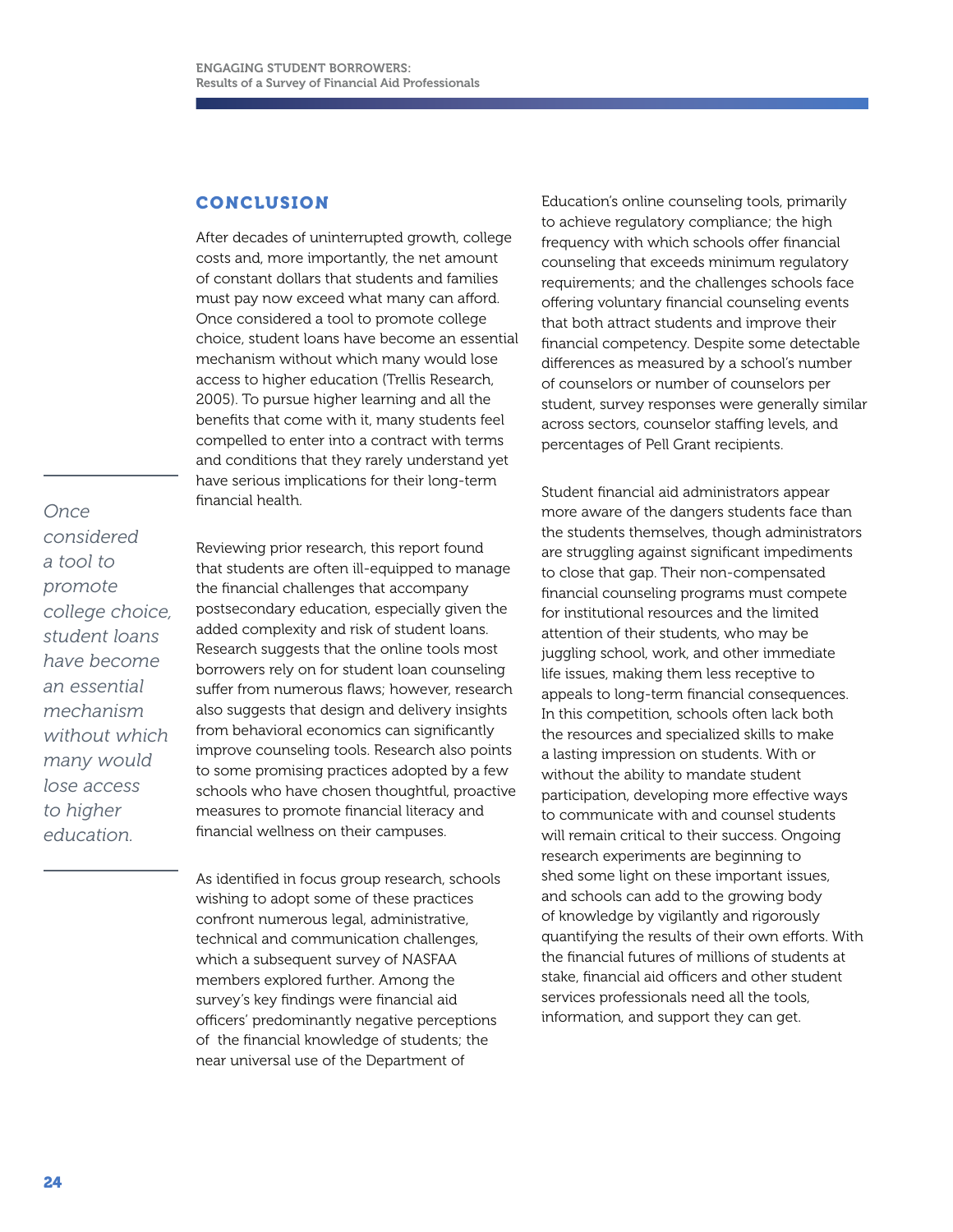## CONCLUSION

After decades of uninterrupted growth, college costs and, more importantly, the net amount of constant dollars that students and families must pay now exceed what many can afford. Once considered a tool to promote college choice, student loans have become an essential mechanism without which many would lose access to higher education (Trellis Research, 2005). To pursue higher learning and all the benefits that come with it, many students feel compelled to enter into a contract with terms and conditions that they rarely understand yet have serious implications for their long-term financial health.

*Once considered a tool to promote college choice, student loans have become an essential mechanism without which many would lose access to higher education.*

Reviewing prior research, this report found that students are often ill-equipped to manage the financial challenges that accompany postsecondary education, especially given the added complexity and risk of student loans. Research suggests that the online tools most borrowers rely on for student loan counseling suffer from numerous flaws; however, research also suggests that design and delivery insights from behavioral economics can significantly improve counseling tools. Research also points to some promising practices adopted by a few schools who have chosen thoughtful, proactive measures to promote financial literacy and financial wellness on their campuses.

As identified in focus group research, schools wishing to adopt some of these practices confront numerous legal, administrative, technical and communication challenges, which a subsequent survey of NASFAA members explored further. Among the survey's key findings were financial aid officers' predominantly negative perceptions of the financial knowledge of students; the near universal use of the Department of Education's online counseling tools, primarily to achieve regulatory compliance; the high frequency with which schools offer financial counseling that exceeds minimum regulatory requirements; and the challenges schools face offering voluntary financial counseling events that both attract students and improve their financial competency. Despite some detectable differences as measured by a school's number of counselors or number of counselors per student, survey responses were generally similar across sectors, counselor staffing levels, and percentages of Pell Grant recipients.

Student financial aid administrators appear more aware of the dangers students face than the students themselves, though administrators are struggling against significant impediments to close that gap. Their non-compensated financial counseling programs must compete for institutional resources and the limited attention of their students, who may be juggling school, work, and other immediate life issues, making them less receptive to appeals to long-term financial consequences. In this competition, schools often lack both the resources and specialized skills to make a lasting impression on students. With or without the ability to mandate student participation, developing more effective ways to communicate with and counsel students will remain critical to their success. Ongoing research experiments are beginning to shed some light on these important issues, and schools can add to the growing body of knowledge by vigilantly and rigorously quantifying the results of their own efforts. With the financial futures of millions of students at stake, financial aid officers and other student services professionals need all the tools, information, and support they can get.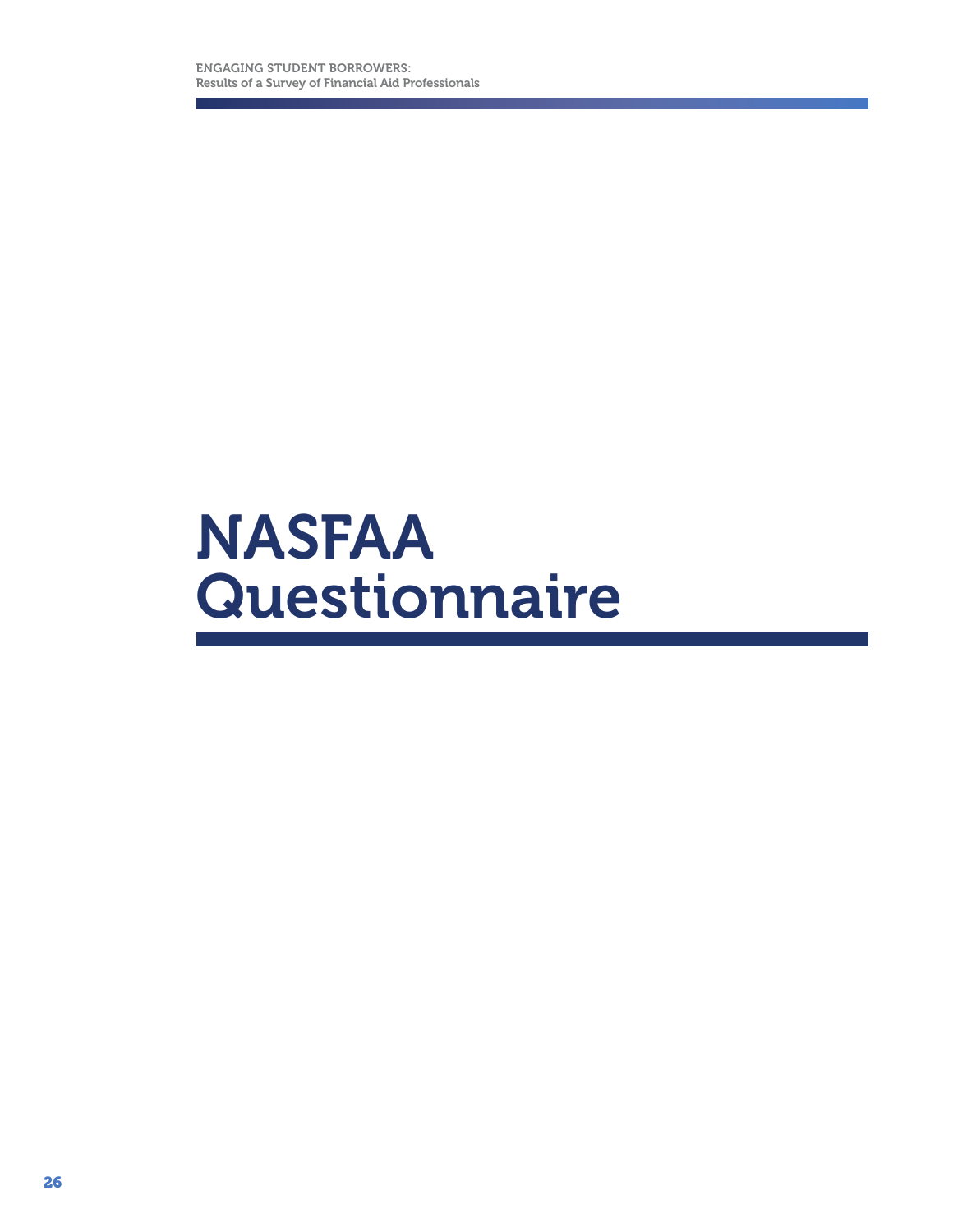# NASFAA Questionnaire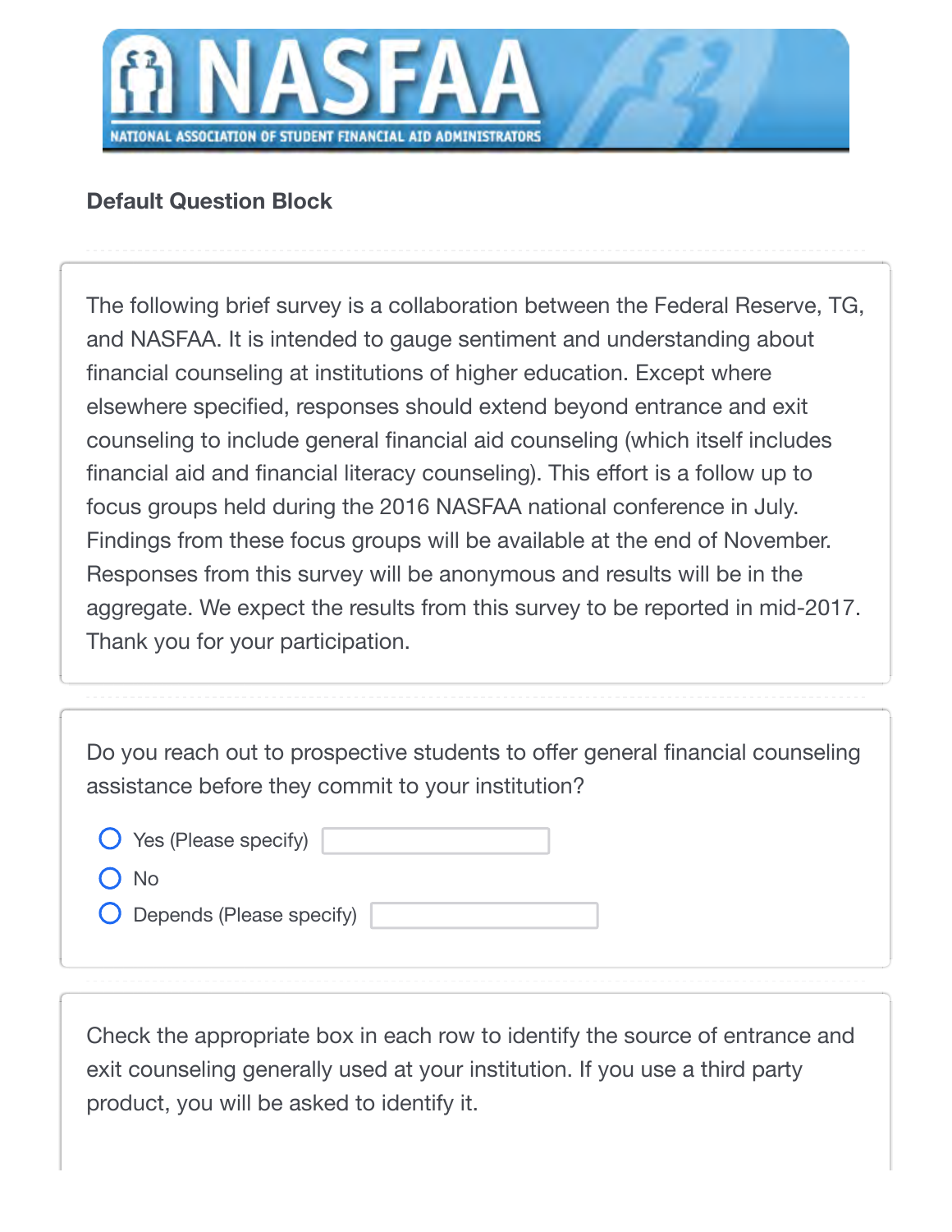# NASFAA

NATIONAL ASSOCIATION OF STUDENT FINANCIAL AID ADMINISTRATORS

**Default Question Block**

The following brief survey is a collaboration between the Federal Reserve, TG, and NASFAA. It is intended to gauge sentiment and understanding about financial counseling at institutions of higher education. Except where elsewhere specified, responses should extend beyond entrance and exit counseling to include general financial aid counseling (which itself includes financial aid and financial literacy counseling). This effort is a follow up to focus groups held during the 2016 NASFAA national conference in July. Findings from these focus groups will be available at the end of November. Responses from this survey will be anonymous and results will be in the aggregate. We expect the results from this survey to be reported in mid-2017. Thank you for your participation.

Do you reach out to prospective students to offer general financial counseling assistance before they commit to your institution?

- Yes (Please specify) ______
- No
- Depends (Please specify) ______

Check the appropriate box in each row to identify the source of entrance and exit counseling generally used at your institution. If you use a third party product, you will be asked to identify it.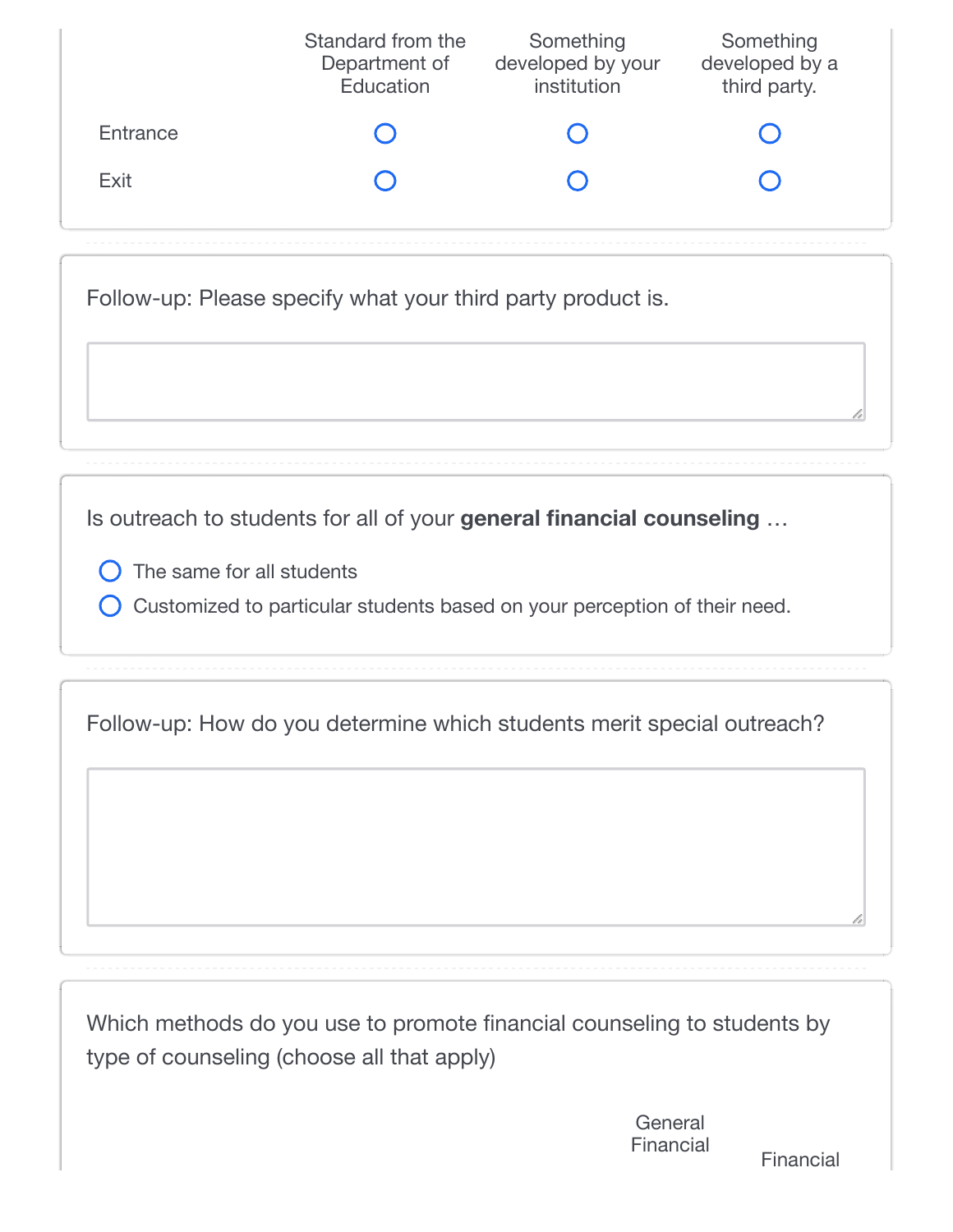| | Standard from the Department of Education | Something developed by your institution | Something developed by a third party. |
|---|---|---|---|
| Entrance | ○ | ○ | ○ |
| Exit | ○ | ○ | ○ |

Follow-up: Please specify what your third party product is.

Is outreach to students for all of your **general financial counseling** …

- ○ The same for all students
- ○ Customized to particular students based on your perception of their need.

Follow-up: How do you determine which students merit special outreach?

Which methods do you use to promote financial counseling to students by type of counseling (choose all that apply)

| | General Financial | Financial |
|---|---|---|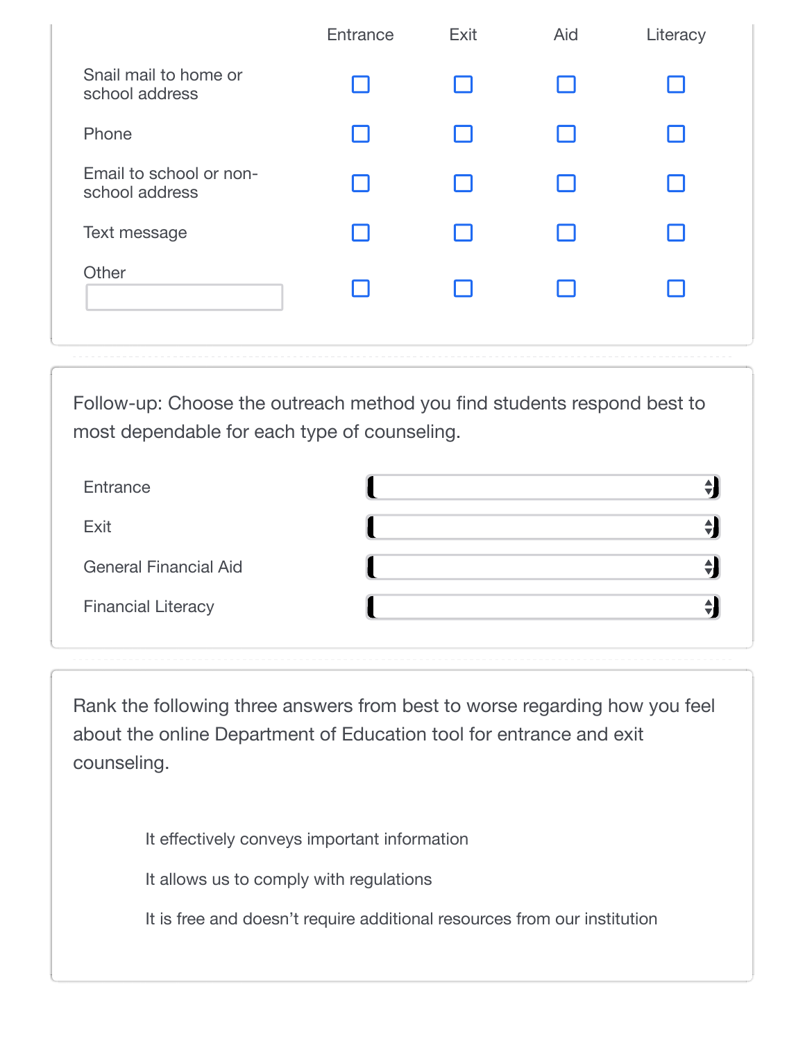| | Entrance | Exit | Aid | Literacy |
|---|---|---|---|---|
| Snail mail to home or school address | ☐ | ☐ | ☐ | ☐ |
| Phone | ☐ | ☐ | ☐ | ☐ |
| Email to school or non-school address | ☐ | ☐ | ☐ | ☐ |
| Text message | ☐ | ☐ | ☐ | ☐ |
| Other ______ | ☐ | ☐ | ☐ | ☐ |

Follow-up: Choose the outreach method you find students respond best to most dependable for each type of counseling.

| | |
|---|---|
| Entrance | [dropdown] |
| Exit | [dropdown] |
| General Financial Aid | [dropdown] |
| Financial Literacy | [dropdown] |

Rank the following three answers from best to worse regarding how you feel about the online Department of Education tool for entrance and exit counseling.

It effectively conveys important information

It allows us to comply with regulations

It is free and doesn't require additional resources from our institution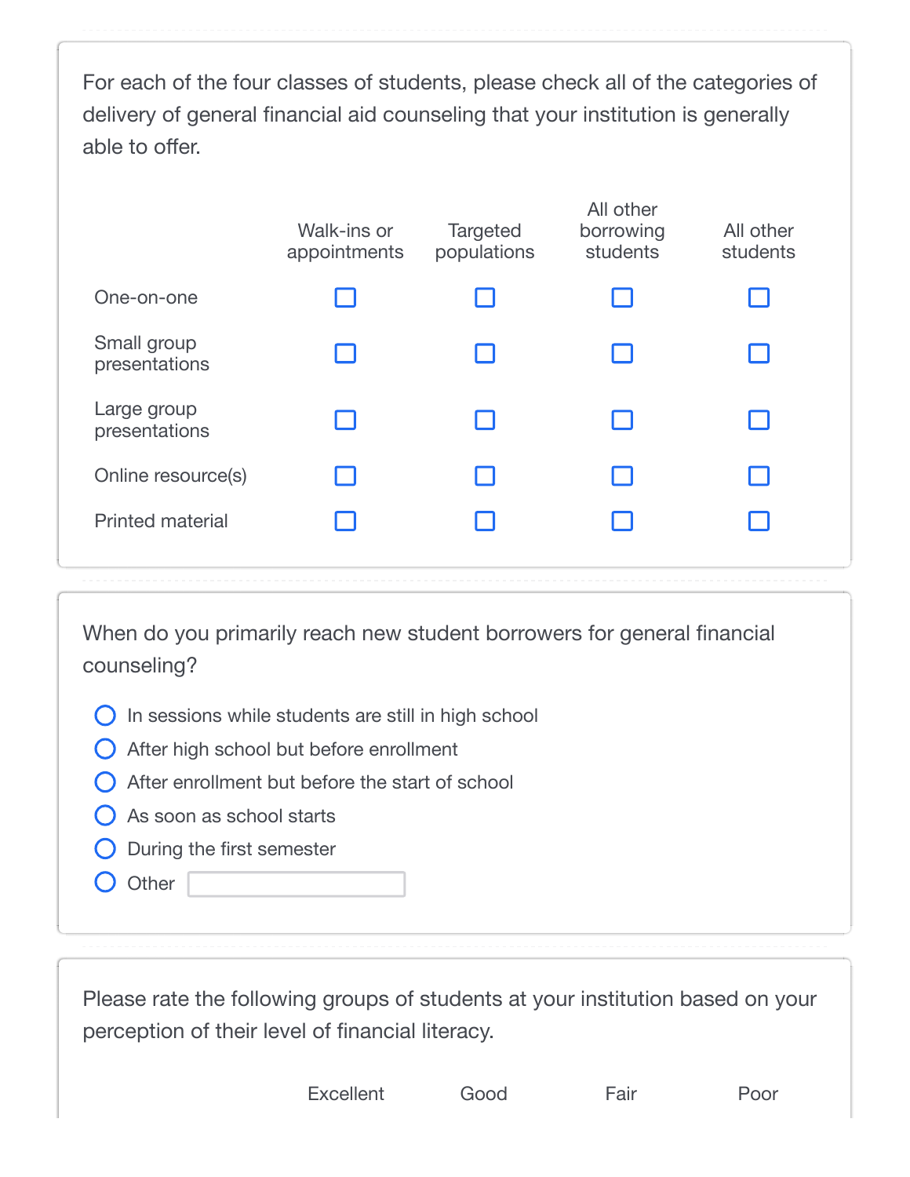For each of the four classes of students, please check all of the categories of delivery of general financial aid counseling that your institution is generally able to offer.

| | Walk-ins or appointments | Targeted populations | All other borrowing students | All other students |
|---|---|---|---|---|
| One-on-one | ☐ | ☐ | ☐ | ☐ |
| Small group presentations | ☐ | ☐ | ☐ | ☐ |
| Large group presentations | ☐ | ☐ | ☐ | ☐ |
| Online resource(s) | ☐ | ☐ | ☐ | ☐ |
| Printed material | ☐ | ☐ | ☐ | ☐ |

When do you primarily reach new student borrowers for general financial counseling?

- ○ In sessions while students are still in high school
- ○ After high school but before enrollment
- ○ After enrollment but before the start of school
- ○ As soon as school starts
- ○ During the first semester
- ○ Other ____________

Please rate the following groups of students at your institution based on your perception of their level of financial literacy.

| | Excellent | Good | Fair | Poor |
|---|---|---|---|---|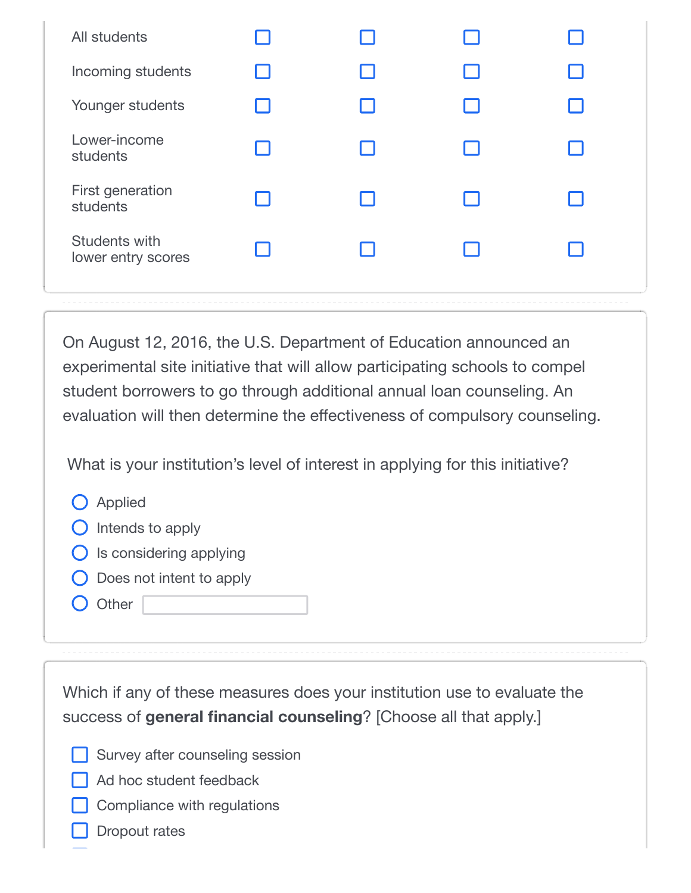| | | | | |
|---|---|---|---|---|
| All students | ☐ | ☐ | ☐ | ☐ |
| Incoming students | ☐ | ☐ | ☐ | ☐ |
| Younger students | ☐ | ☐ | ☐ | ☐ |
| Lower-income students | ☐ | ☐ | ☐ | ☐ |
| First generation students | ☐ | ☐ | ☐ | ☐ |
| Students with lower entry scores | ☐ | ☐ | ☐ | ☐ |

On August 12, 2016, the U.S. Department of Education announced an experimental site initiative that will allow participating schools to compel student borrowers to go through additional annual loan counseling. An evaluation will then determine the effectiveness of compulsory counseling.

What is your institution's level of interest in applying for this initiative?

- ○ Applied
- ○ Intends to apply
- ○ Is considering applying
- ○ Does not intent to apply
- ○ Other \_\_\_\_\_\_\_\_\_\_

Which if any of these measures does your institution use to evaluate the success of **general financial counseling**? [Choose all that apply.]

- ☐ Survey after counseling session
- ☐ Ad hoc student feedback
- ☐ Compliance with regulations
- ☐ Dropout rates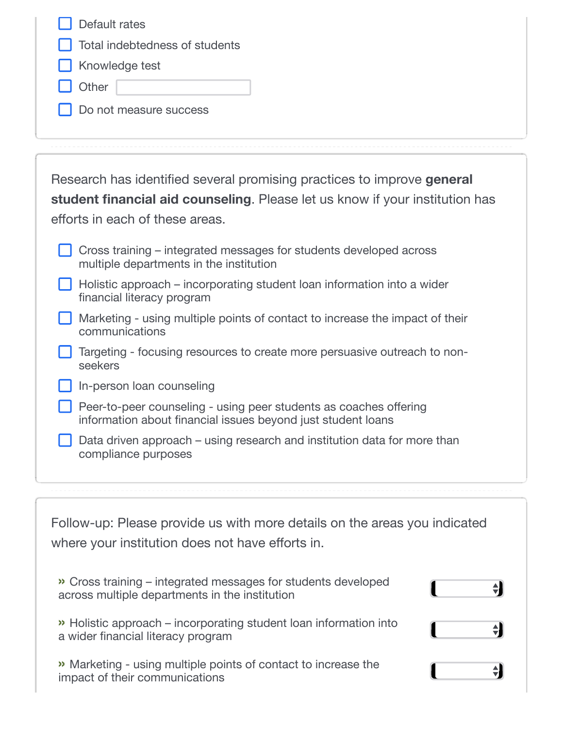- [ ] Default rates
- [ ] Total indebtedness of students
- [ ] Knowledge test
- [ ] Other
- [ ] Do not measure success

Research has identified several promising practices to improve **general student financial aid counseling**. Please let us know if your institution has efforts in each of these areas.

- [ ] Cross training – integrated messages for students developed across multiple departments in the institution
- [ ] Holistic approach – incorporating student loan information into a wider financial literacy program
- [ ] Marketing - using multiple points of contact to increase the impact of their communications
- [ ] Targeting - focusing resources to create more persuasive outreach to non-seekers
- [ ] In-person loan counseling
- [ ] Peer-to-peer counseling - using peer students as coaches offering information about financial issues beyond just student loans
- [ ] Data driven approach – using research and institution data for more than compliance purposes

Follow-up: Please provide us with more details on the areas you indicated where your institution does not have efforts in.

» Cross training – integrated messages for students developed across multiple departments in the institution

» Holistic approach – incorporating student loan information into a wider financial literacy program

» Marketing - using multiple points of contact to increase the impact of their communications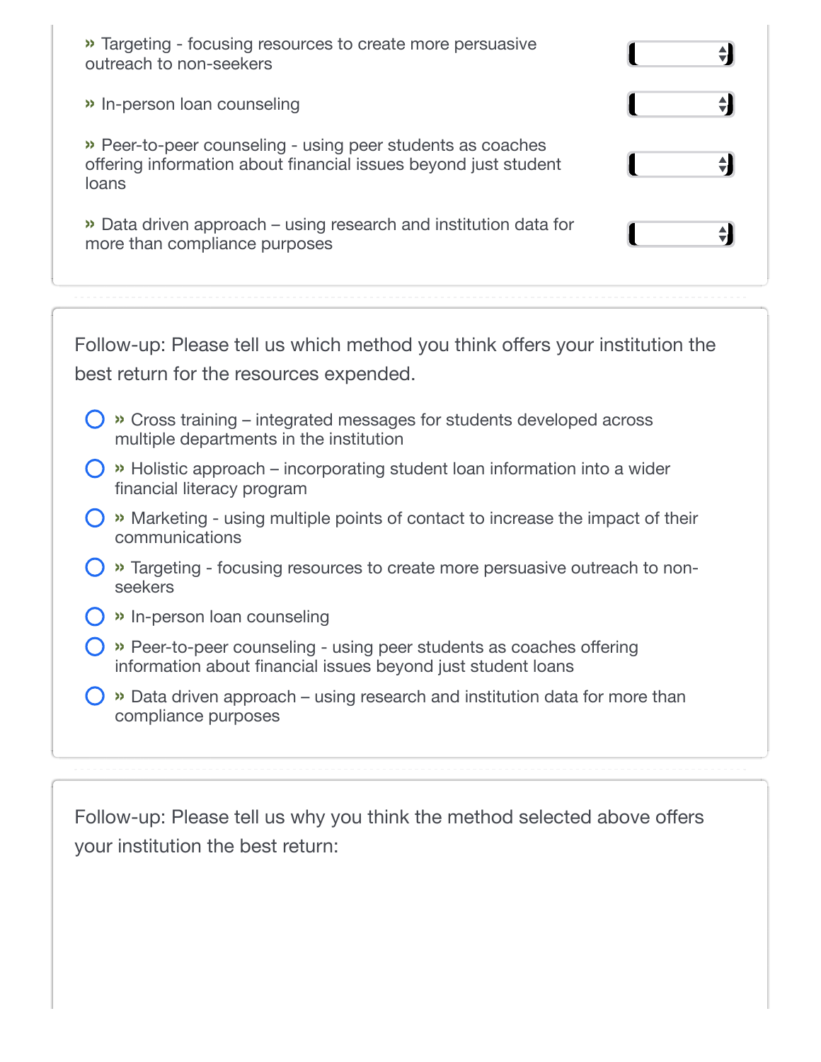» Targeting - focusing resources to create more persuasive outreach to non-seekers

» In-person loan counseling

» Peer-to-peer counseling - using peer students as coaches offering information about financial issues beyond just student loans

» Data driven approach – using research and institution data for more than compliance purposes

Follow-up: Please tell us which method you think offers your institution the best return for the resources expended.

- » Cross training – integrated messages for students developed across multiple departments in the institution
- » Holistic approach – incorporating student loan information into a wider financial literacy program
- » Marketing - using multiple points of contact to increase the impact of their communications
- » Targeting - focusing resources to create more persuasive outreach to non-seekers
- » In-person loan counseling
- » Peer-to-peer counseling - using peer students as coaches offering information about financial issues beyond just student loans
- » Data driven approach – using research and institution data for more than compliance purposes

Follow-up: Please tell us why you think the method selected above offers your institution the best return: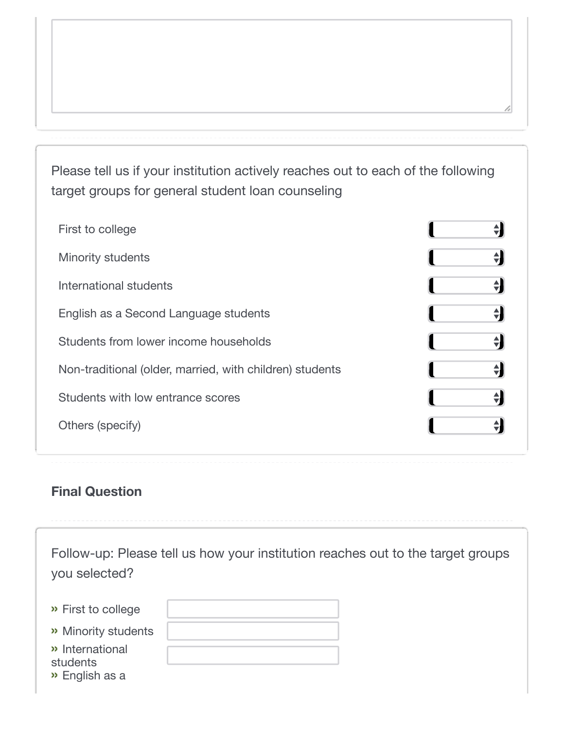Please tell us if your institution actively reaches out to each of the following target groups for general student loan counseling

- First to college
- Minority students
- International students
- English as a Second Language students
- Students from lower income households
- Non-traditional (older, married, with children) students
- Students with low entrance scores
- Others (specify)

**Final Question**

Follow-up: Please tell us how your institution reaches out to the target groups you selected?

» First to college

» Minority students

» International students

» English as a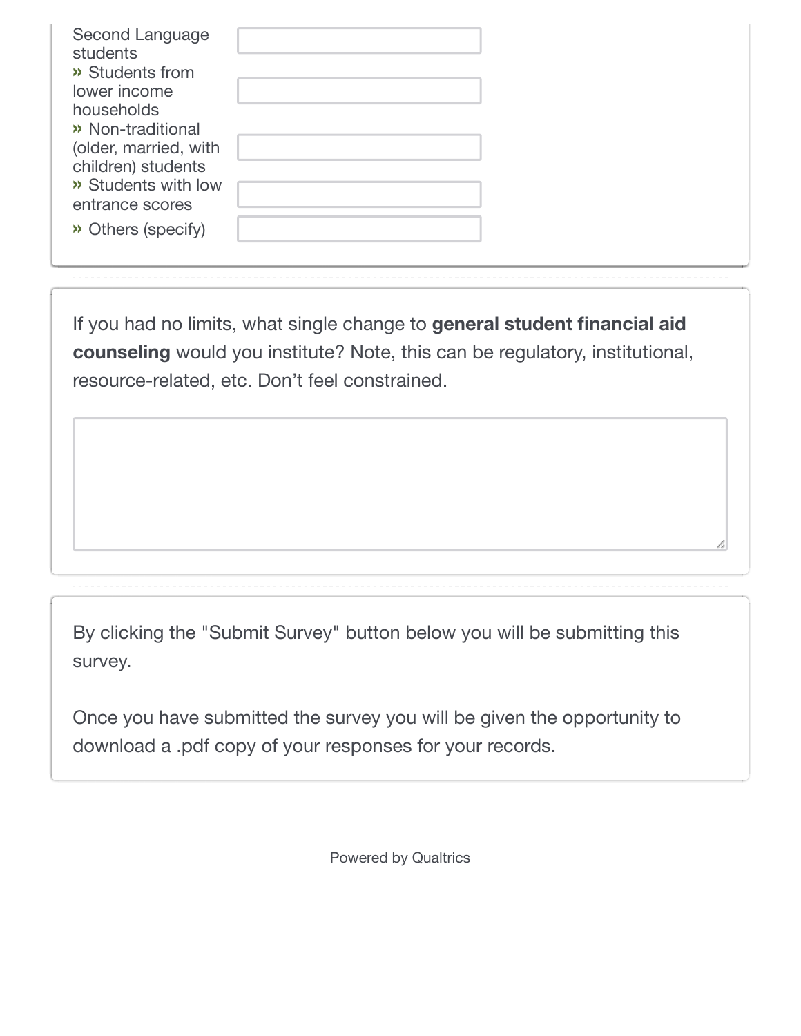Second Language students

» Students from lower income households

» Non-traditional (older, married, with children) students

» Students with low entrance scores

» Others (specify)

If you had no limits, what single change to **general student financial aid counseling** would you institute? Note, this can be regulatory, institutional, resource-related, etc. Don't feel constrained.

By clicking the "Submit Survey" button below you will be submitting this survey.

Once you have submitted the survey you will be given the opportunity to download a .pdf copy of your responses for your records.

Powered by Qualtrics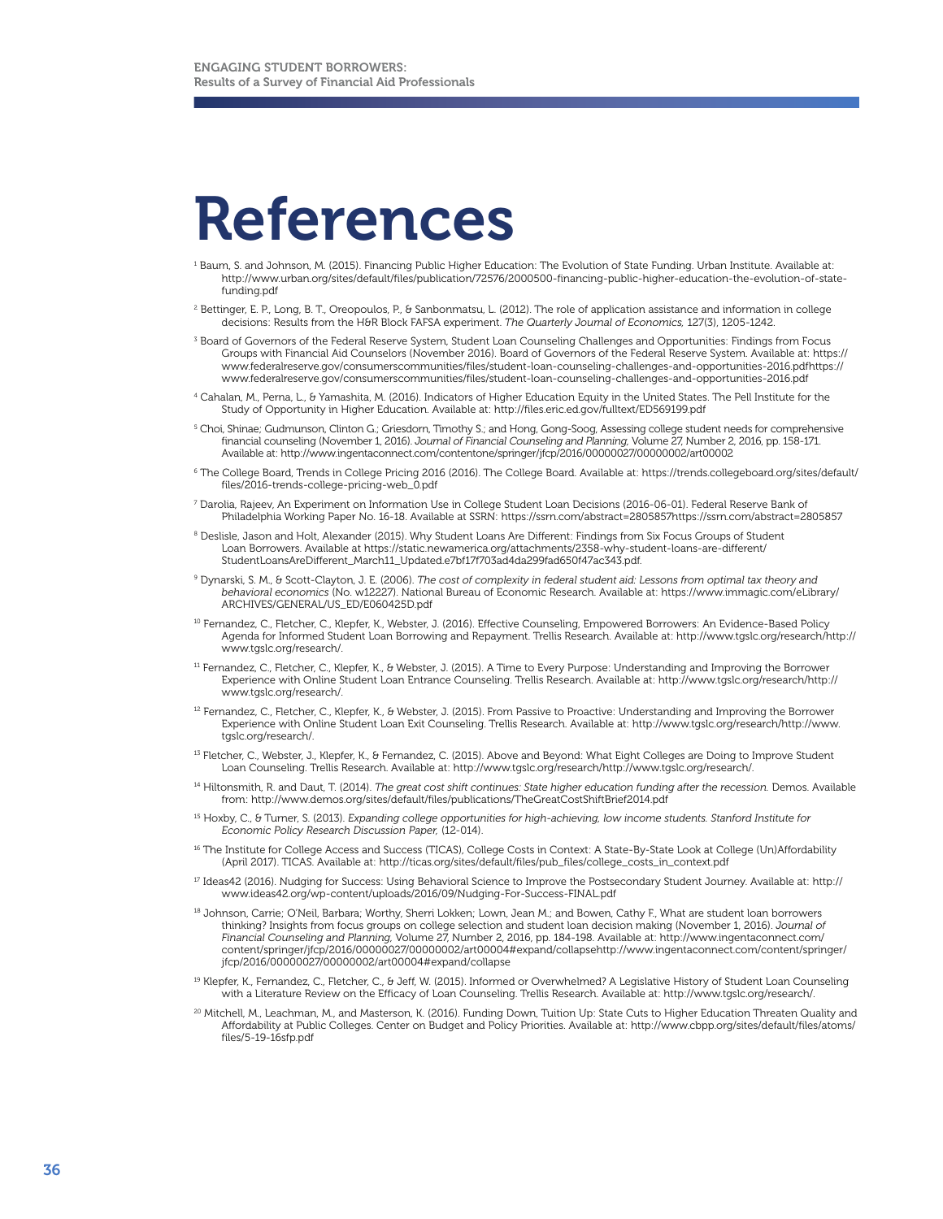# References

[1] Baum, S. and Johnson, M. (2015). Financing Public Higher Education: The Evolution of State Funding. Urban Institute. Available at: http://www.urban.org/sites/default/files/publication/72576/2000500-financing-public-higher-education-the-evolution-of-state-funding.pdf

[2] Bettinger, E. P., Long, B. T., Oreopoulos, P., & Sanbonmatsu, L. (2012). The role of application assistance and information in college decisions: Results from the H&R Block FAFSA experiment. *The Quarterly Journal of Economics,* 127(3), 1205-1242.

[3] Board of Governors of the Federal Reserve System, Student Loan Counseling Challenges and Opportunities: Findings from Focus Groups with Financial Aid Counselors (November 2016). Board of Governors of the Federal Reserve System. Available at: https://www.federalreserve.gov/consumerscommunities/files/student-loan-counseling-challenges-and-opportunities-2016.pdfhttps://www.federalreserve.gov/consumerscommunities/files/student-loan-counseling-challenges-and-opportunities-2016.pdf

[4] Cahalan, M., Perna, L., & Yamashita, M. (2016). Indicators of Higher Education Equity in the United States. The Pell Institute for the Study of Opportunity in Higher Education. Available at: http://files.eric.ed.gov/fulltext/ED569199.pdf

[5] Choi, Shinae; Gudmunson, Clinton G.; Griesdorn, Timothy S.; and Hong, Gong-Soog, Assessing college student needs for comprehensive financial counseling (November 1, 2016). *Journal of Financial Counseling and Planning,* Volume 27, Number 2, 2016, pp. 158-171. Available at: http://www.ingentaconnect.com/contentone/springer/jfcp/2016/00000027/00000002/art00002

[6] The College Board, Trends in College Pricing 2016 (2016). The College Board. Available at: https://trends.collegeboard.org/sites/default/files/2016-trends-college-pricing-web_0.pdf

[7] Darolia, Rajeev, An Experiment on Information Use in College Student Loan Decisions (2016-06-01). Federal Reserve Bank of Philadelphia Working Paper No. 16-18. Available at SSRN: https://ssrn.com/abstract=2805857https://ssrn.com/abstract=2805857

[8] Deslisle, Jason and Holt, Alexander (2015). Why Student Loans Are Different: Findings from Six Focus Groups of Student Loan Borrowers. Available at https://static.newamerica.org/attachments/2358-why-student-loans-are-different/StudentLoansAreDifferent_March11_Updated.e7bf17f703ad4da299fad650f47ac343.pdf.

[9] Dynarski, S. M., & Scott-Clayton, J. E. (2006). *The cost of complexity in federal student aid: Lessons from optimal tax theory and behavioral economics* (No. w12227). National Bureau of Economic Research. Available at: https://www.immagic.com/eLibrary/ARCHIVES/GENERAL/US_ED/E060425D.pdf

[10] Fernandez, C., Fletcher, C., Klepfer, K., Webster, J. (2016). Effective Counseling, Empowered Borrowers: An Evidence-Based Policy Agenda for Informed Student Loan Borrowing and Repayment. Trellis Research. Available at: http://www.tgslc.org/research/http://www.tgslc.org/research/.

[11] Fernandez, C., Fletcher, C., Klepfer, K., & Webster, J. (2015). A Time to Every Purpose: Understanding and Improving the Borrower Experience with Online Student Loan Entrance Counseling. Trellis Research. Available at: http://www.tgslc.org/research/http://www.tgslc.org/research/.

[12] Fernandez, C., Fletcher, C., Klepfer, K., & Webster, J. (2015). From Passive to Proactive: Understanding and Improving the Borrower Experience with Online Student Loan Exit Counseling. Trellis Research. Available at: http://www.tgslc.org/research/http://www.tgslc.org/research/.

[13] Fletcher, C., Webster, J., Klepfer, K., & Fernandez, C. (2015). Above and Beyond: What Eight Colleges are Doing to Improve Student Loan Counseling. Trellis Research. Available at: http://www.tgslc.org/research/http://www.tgslc.org/research/.

[14] Hiltonsmith, R. and Daut, T. (2014). *The great cost shift continues: State higher education funding after the recession.* Demos. Available from: http://www.demos.org/sites/default/files/publications/TheGreatCostShiftBrief2014.pdf

[15] Hoxby, C., & Turner, S. (2013). *Expanding college opportunities for high-achieving, low income students. Stanford Institute for Economic Policy Research Discussion Paper,* (12-014).

[16] The Institute for College Access and Success (TICAS), College Costs in Context: A State-By-State Look at College (Un)Affordability (April 2017). TICAS. Available at: http://ticas.org/sites/default/files/pub_files/college_costs_in_context.pdf

[17] Ideas42 (2016). Nudging for Success: Using Behavioral Science to Improve the Postsecondary Student Journey. Available at: http://www.ideas42.org/wp-content/uploads/2016/09/Nudging-For-Success-FINAL.pdf

[18] Johnson, Carrie; O'Neil, Barbara; Worthy, Sherri Lokken; Lown, Jean M.; and Bowen, Cathy F., What are student loan borrowers thinking? Insights from focus groups on college selection and student loan decision making (November 1, 2016). *Journal of Financial Counseling and Planning,* Volume 27, Number 2, 2016, pp. 184-198. Available at: http://www.ingentaconnect.com/content/springer/jfcp/2016/00000027/00000002/art00004#expand/collapsehttp://www.ingentaconnect.com/content/springer/jfcp/2016/00000027/00000002/art00004#expand/collapse

[19] Klepfer, K., Fernandez, C., Fletcher, C., & Jeff, W. (2015). Informed or Overwhelmed? A Legislative History of Student Loan Counseling with a Literature Review on the Efficacy of Loan Counseling. Trellis Research. Available at: http://www.tgslc.org/research/.

[20] Mitchell, M., Leachman, M., and Masterson, K. (2016). Funding Down, Tuition Up: State Cuts to Higher Education Threaten Quality and Affordability at Public Colleges. Center on Budget and Policy Priorities. Available at: http://www.cbpp.org/sites/default/files/atoms/files/5-19-16sfp.pdf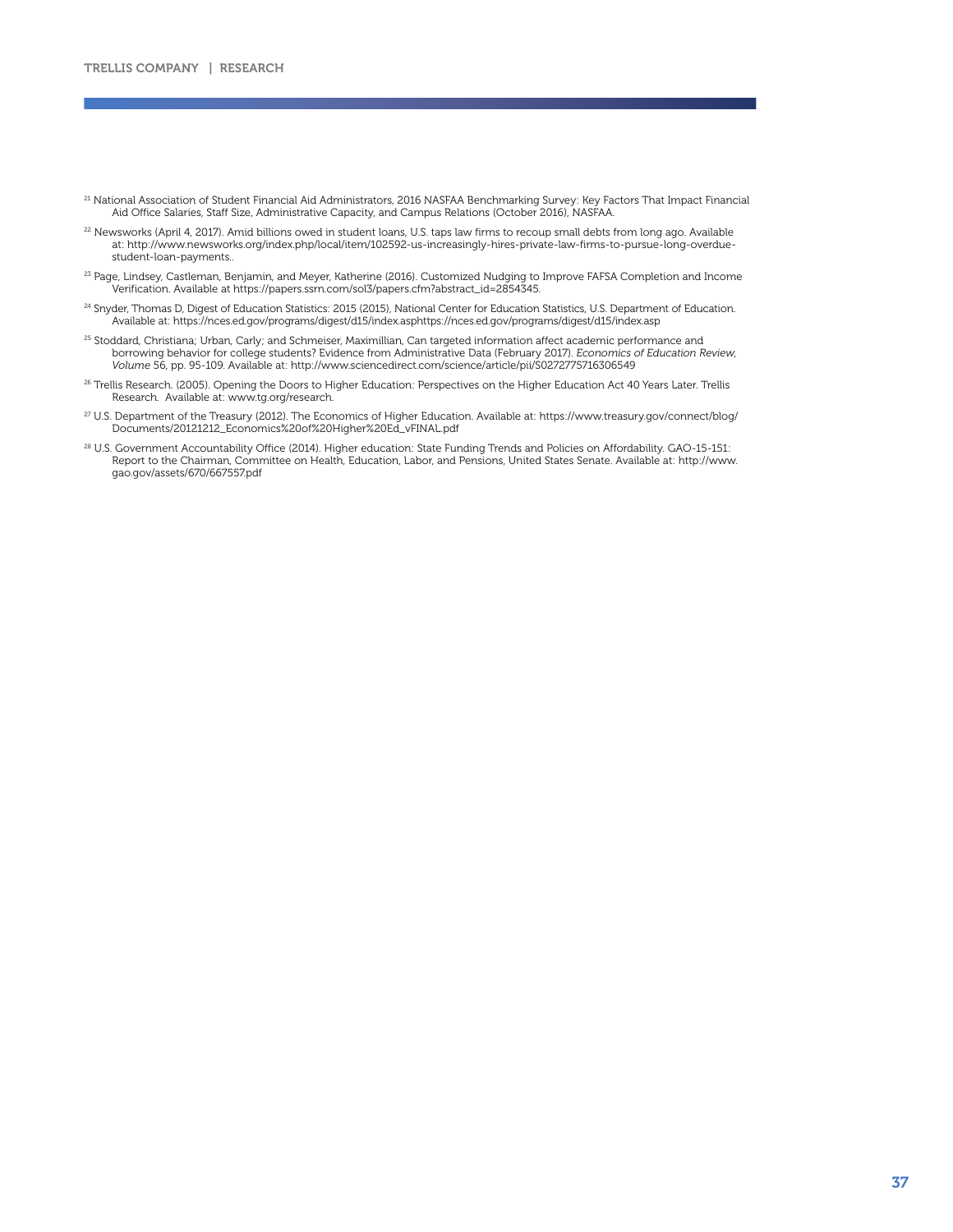[21] National Association of Student Financial Aid Administrators, 2016 NASFAA Benchmarking Survey: Key Factors That Impact Financial Aid Office Salaries, Staff Size, Administrative Capacity, and Campus Relations (October 2016), NASFAA.

[22] Newsworks (April 4, 2017). Amid billions owed in student loans, U.S. taps law firms to recoup small debts from long ago. Available at: http://www.newsworks.org/index.php/local/item/102592-us-increasingly-hires-private-law-firms-to-pursue-long-overdue-student-loan-payments..

[23] Page, Lindsey, Castleman, Benjamin, and Meyer, Katherine (2016). Customized Nudging to Improve FAFSA Completion and Income Verification. Available at https://papers.ssrn.com/sol3/papers.cfm?abstract_id=2854345.

[24] Snyder, Thomas D, Digest of Education Statistics: 2015 (2015), National Center for Education Statistics, U.S. Department of Education. Available at: https://nces.ed.gov/programs/digest/d15/index.asphttps://nces.ed.gov/programs/digest/d15/index.asp

[25] Stoddard, Christiana; Urban, Carly; and Schmeiser, Maximillian, Can targeted information affect academic performance and borrowing behavior for college students? Evidence from Administrative Data (February 2017). *Economics of Education Review, Volume* 56, pp. 95-109. Available at: http://www.sciencedirect.com/science/article/pii/S0272775716306549

[26] Trellis Research. (2005). Opening the Doors to Higher Education: Perspectives on the Higher Education Act 40 Years Later. Trellis Research. Available at: www.tg.org/research.

[27] U.S. Department of the Treasury (2012). The Economics of Higher Education. Available at: https://www.treasury.gov/connect/blog/Documents/20121212_Economics%20of%20Higher%20Ed_vFINAL.pdf

[28] U.S. Government Accountability Office (2014). Higher education: State Funding Trends and Policies on Affordability. GAO-15-151: Report to the Chairman, Committee on Health, Education, Labor, and Pensions, United States Senate. Available at: http://www.gao.gov/assets/670/667557.pdf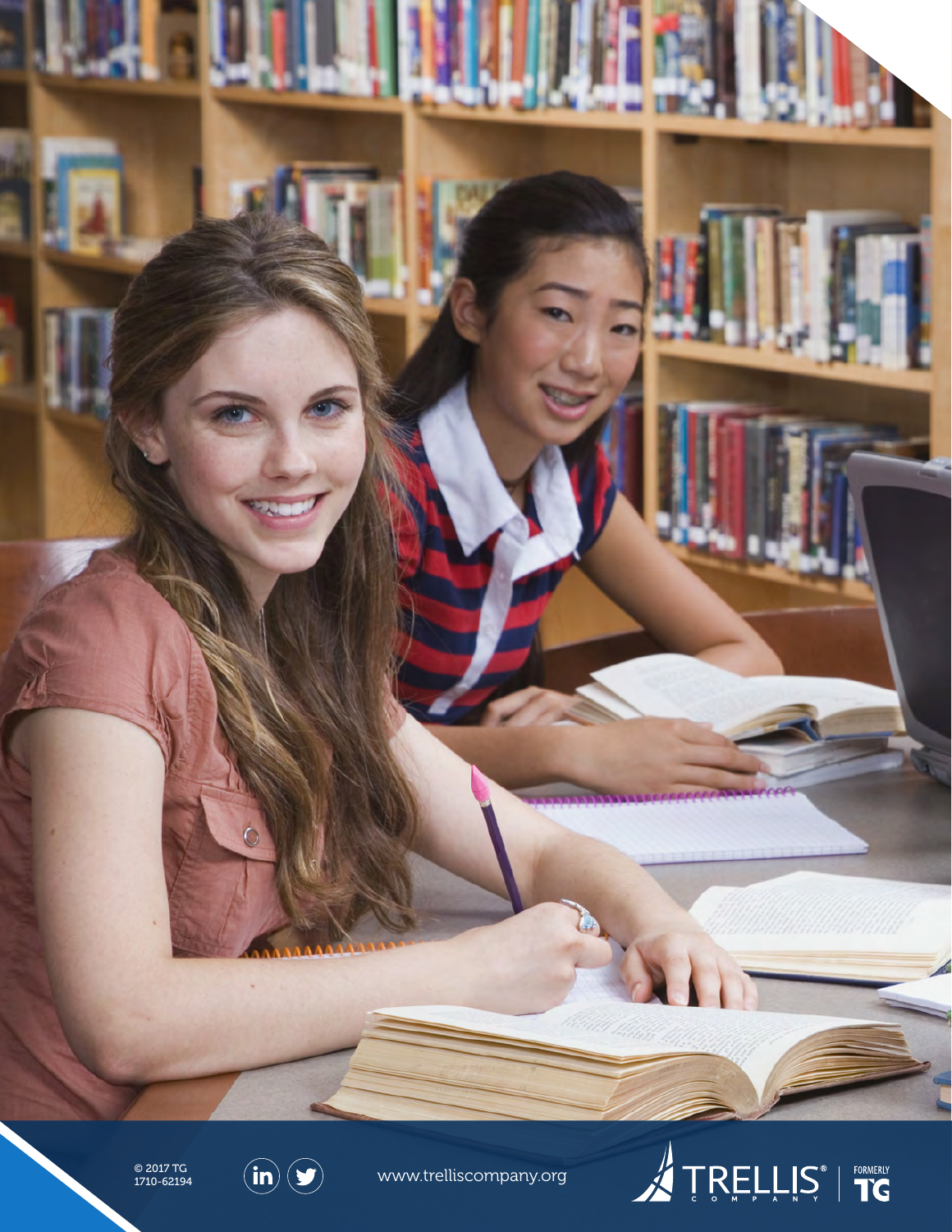© 2017 TG
1710-62194

www.trelliscompany.org

TRELLIS® COMPANY | FORMERLY TG